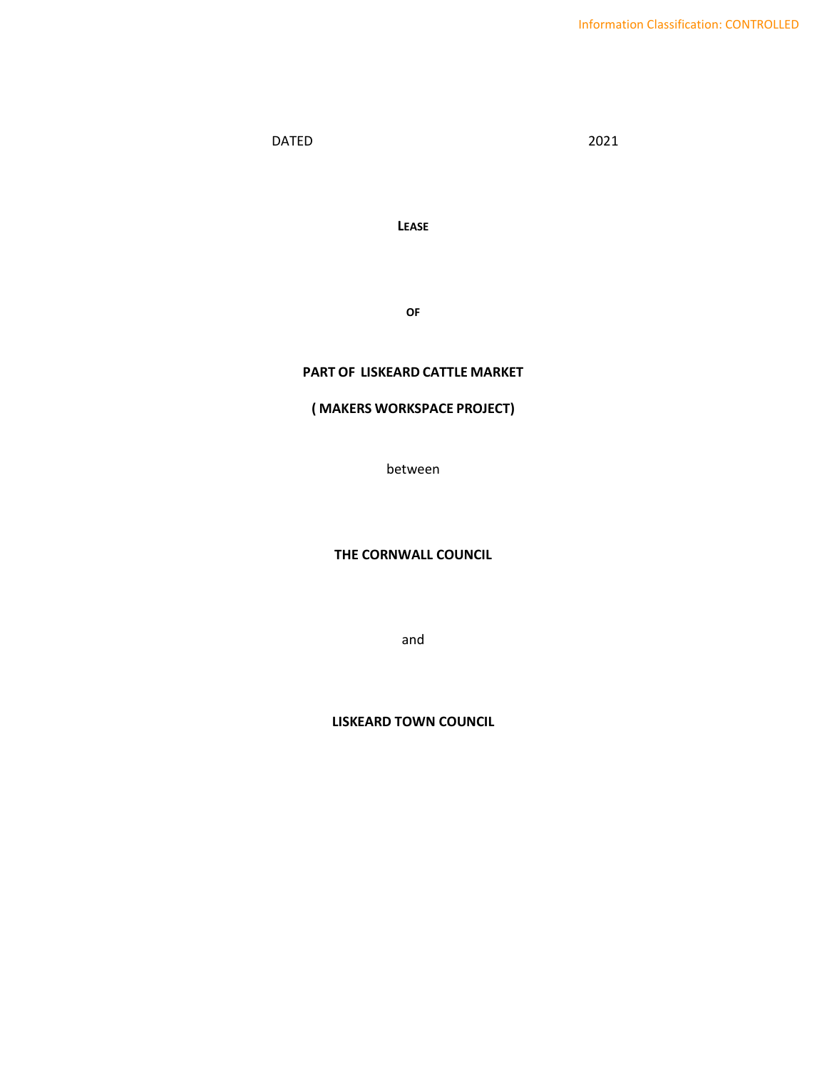DATED 2021

# LEASE

**OF**

**PART OF LISKEARD CATTLE MARKET**

**( MAKERS WORKSPACE PROJECT)**

between

**THE CORNWALL COUNCIL**

and

**LISKEARD TOWN COUNCIL**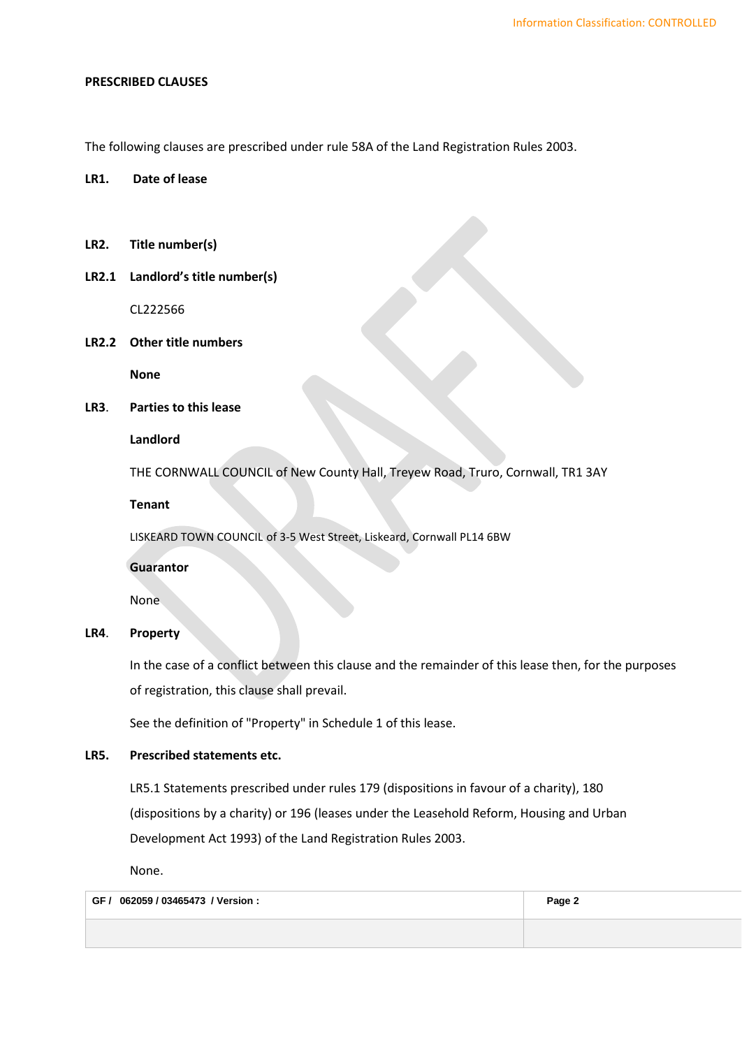**PRESCRIBED CLAUSES**

The following clauses are prescribed under rule 58A of the Land Registration Rules 2003.

**LR1. Date of lease**

**LR2. Title number(s)**

**LR2.1 Landlord's title number(s)**

CL222566

**LR2.2 Other title numbers**

**None**

**LR3. Parties to this lease**

**Landlord**

THE CORNWALL COUNCIL of New County Hall, Treyew Road, Truro, Cornwall, TR1 3AY

**Tenant**

LISKEARD TOWN COUNCIL of 3-5 West Street, Liskeard, Cornwall PL14 6BW

**Guarantor**

None

**LR4. Property**

In the case of a conflict between this clause and the remainder of this lease then, for the purposes of registration, this clause shall prevail.

See the definition of "Property" in Schedule 1 of this lease.

**LR5. Prescribed statements etc.**

LR5.1 Statements prescribed under rules 179 (dispositions in favour of a charity), 180 (dispositions by a charity) or 196 (leases under the Leasehold Reform, Housing and Urban Development Act 1993) of the Land Registration Rules 2003.

None.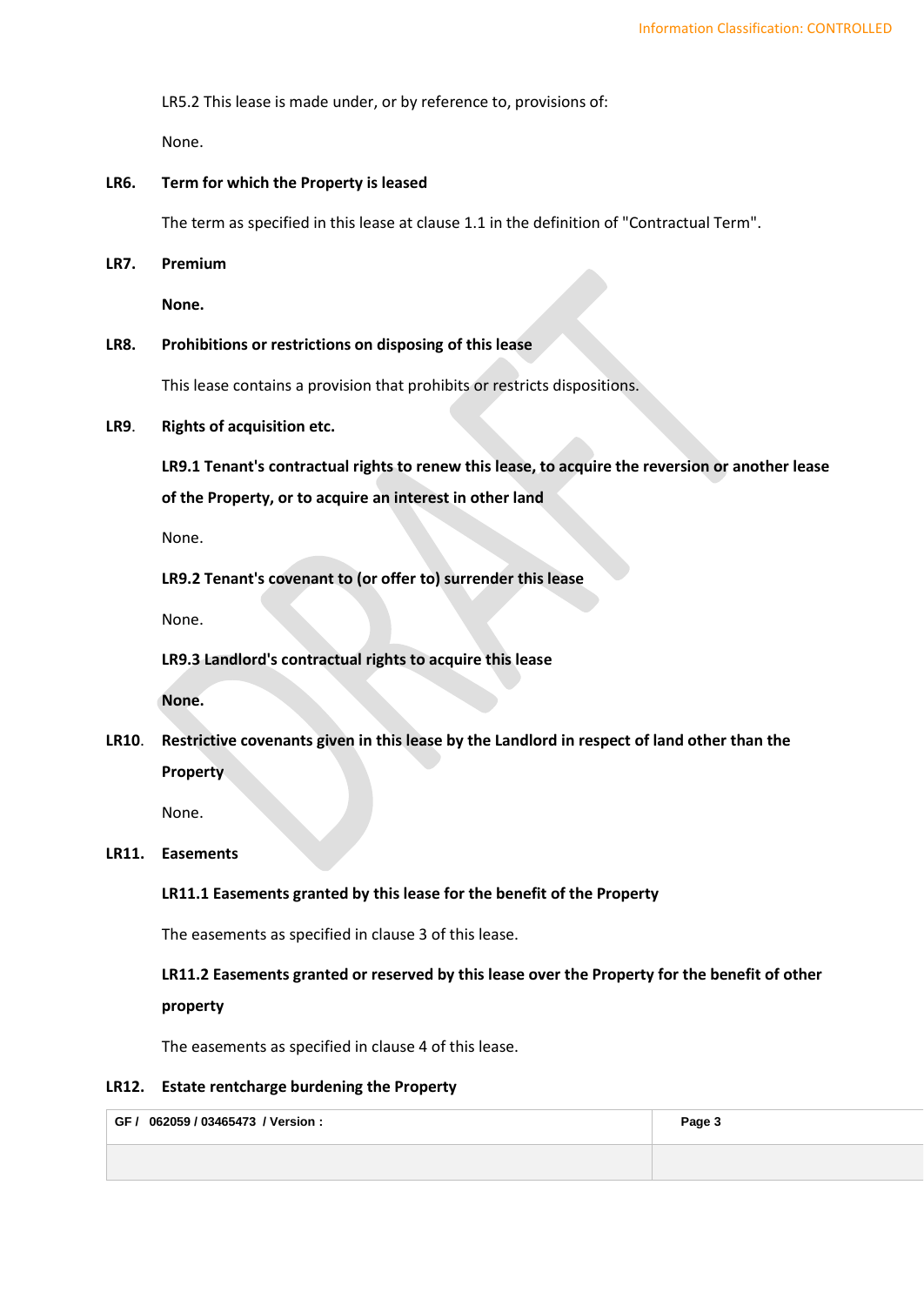LR5.2 This lease is made under, or by reference to, provisions of:

None.

**LR6. Term for which the Property is leased**

The term as specified in this lease at clause 1.1 in the definition of "Contractual Term".

**LR7. Premium**

**None.**

**LR8. Prohibitions or restrictions on disposing of this lease**

This lease contains a provision that prohibits or restricts dispositions.

**LR9. Rights of acquisition etc.**

**LR9.1 Tenant's contractual rights to renew this lease, to acquire the reversion or another lease of the Property, or to acquire an interest in other land**

None.

**LR9.2 Tenant's covenant to (or offer to) surrender this lease**

None.

**LR9.3 Landlord's contractual rights to acquire this lease**

**None.**

**LR10. Restrictive covenants given in this lease by the Landlord in respect of land other than the Property**

None.

**LR11. Easements**

**LR11.1 Easements granted by this lease for the benefit of the Property**

The easements as specified in clause 3 of this lease.

**LR11.2 Easements granted or reserved by this lease over the Property for the benefit of other property**

The easements as specified in clause 4 of this lease.

**LR12. Estate rentcharge burdening the Property**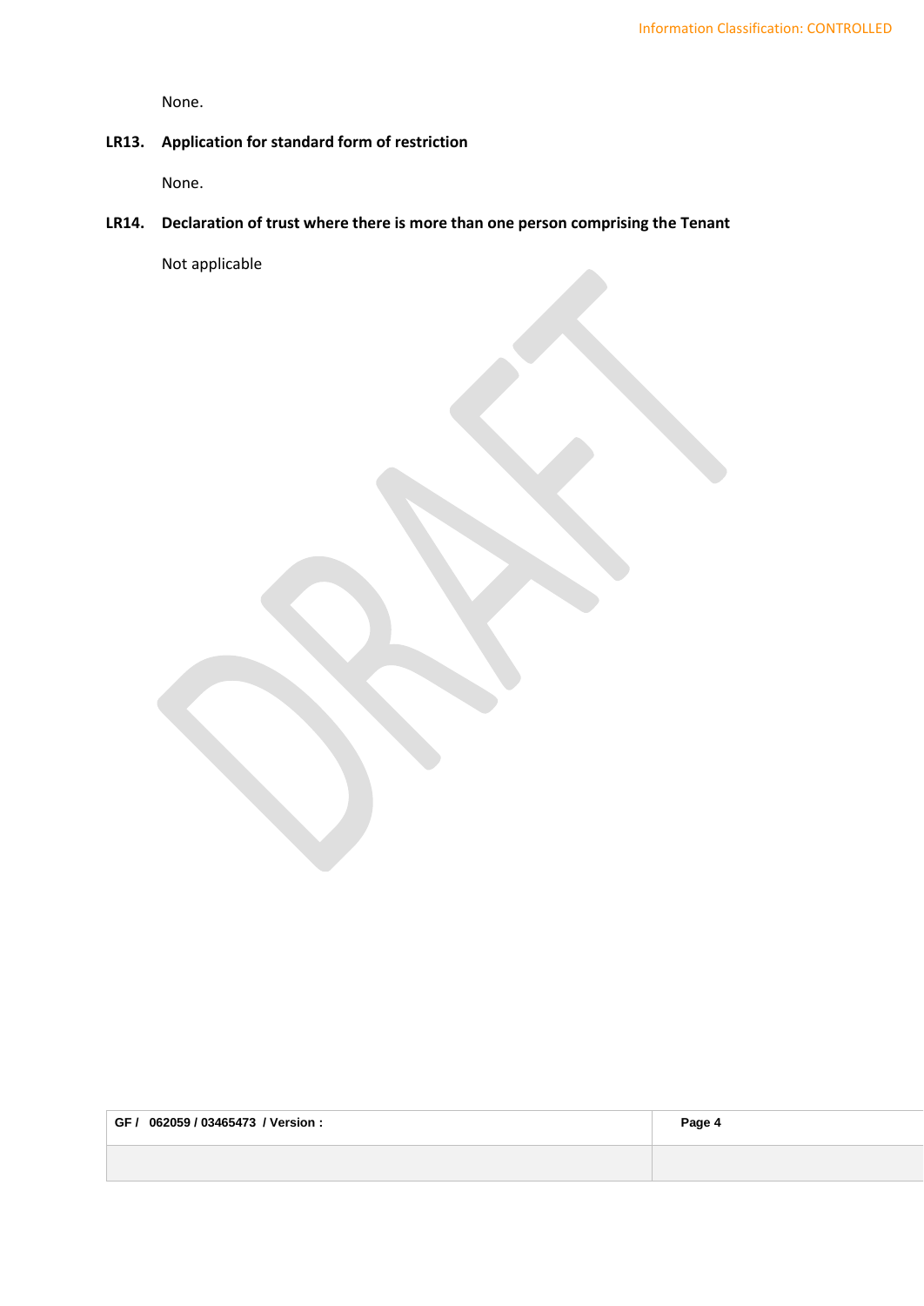None.

**LR13. Application for standard form of restriction**

None.

**LR14. Declaration of trust where there is more than one person comprising the Tenant**

Not applicable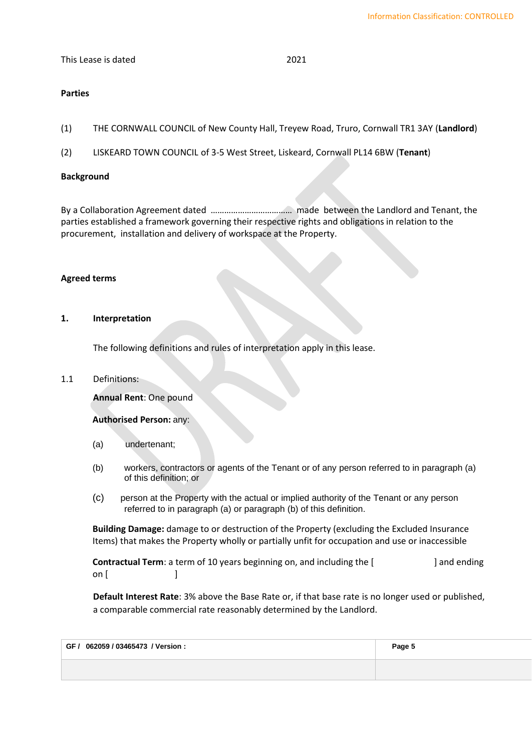This Lease is dated 2021

**Parties**

(1) THE CORNWALL COUNCIL of New County Hall, Treyew Road, Truro, Cornwall TR1 3AY (**Landlord**)

(2) LISKEARD TOWN COUNCIL of 3-5 West Street, Liskeard, Cornwall PL14 6BW (**Tenant**)

**Background**

By a Collaboration Agreement dated ……………………………… made between the Landlord and Tenant, the parties established a framework governing their respective rights and obligations in relation to the procurement, installation and delivery of workspace at the Property.

**Agreed terms**

**1. Interpretation**

The following definitions and rules of interpretation apply in this lease.

1.1 Definitions:

**Annual Rent**: One pound

**Authorised Person:** any:

(a) undertenant;

(b) workers, contractors or agents of the Tenant or of any person referred to in paragraph (a) of this definition; or

(c) person at the Property with the actual or implied authority of the Tenant or any person referred to in paragraph (a) or paragraph (b) of this definition.

**Building Damage:** damage to or destruction of the Property (excluding the Excluded Insurance Items) that makes the Property wholly or partially unfit for occupation and use or inaccessible

**Contractual Term**: a term of 10 years beginning on, and including the [ ] and ending on [ ]

**Default Interest Rate**: 3% above the Base Rate or, if that base rate is no longer used or published, a comparable commercial rate reasonably determined by the Landlord.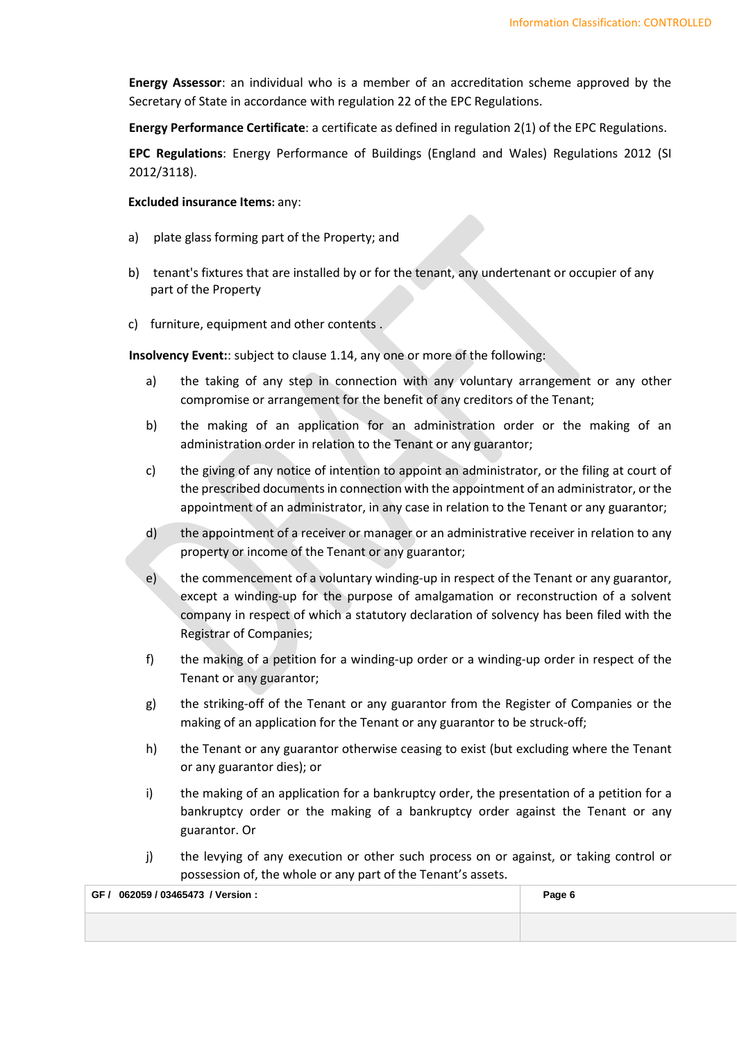**Energy Assessor**: an individual who is a member of an accreditation scheme approved by the Secretary of State in accordance with regulation 22 of the EPC Regulations.

**Energy Performance Certificate**: a certificate as defined in regulation 2(1) of the EPC Regulations.

**EPC Regulations**: Energy Performance of Buildings (England and Wales) Regulations 2012 (SI 2012/3118).

**Excluded insurance Items:** any:

a) plate glass forming part of the Property; and

b) tenant's fixtures that are installed by or for the tenant, any undertenant or occupier of any part of the Property

c) furniture, equipment and other contents .

**Insolvency Event:**: subject to clause 1.14, any one or more of the following:

a) the taking of any step in connection with any voluntary arrangement or any other compromise or arrangement for the benefit of any creditors of the Tenant;

b) the making of an application for an administration order or the making of an administration order in relation to the Tenant or any guarantor;

c) the giving of any notice of intention to appoint an administrator, or the filing at court of the prescribed documents in connection with the appointment of an administrator, or the appointment of an administrator, in any case in relation to the Tenant or any guarantor;

d) the appointment of a receiver or manager or an administrative receiver in relation to any property or income of the Tenant or any guarantor;

e) the commencement of a voluntary winding-up in respect of the Tenant or any guarantor, except a winding-up for the purpose of amalgamation or reconstruction of a solvent company in respect of which a statutory declaration of solvency has been filed with the Registrar of Companies;

f) the making of a petition for a winding-up order or a winding-up order in respect of the Tenant or any guarantor;

g) the striking-off of the Tenant or any guarantor from the Register of Companies or the making of an application for the Tenant or any guarantor to be struck-off;

h) the Tenant or any guarantor otherwise ceasing to exist (but excluding where the Tenant or any guarantor dies); or

i) the making of an application for a bankruptcy order, the presentation of a petition for a bankruptcy order or the making of a bankruptcy order against the Tenant or any guarantor. Or

j) the levying of any execution or other such process on or against, or taking control or possession of, the whole or any part of the Tenant's assets.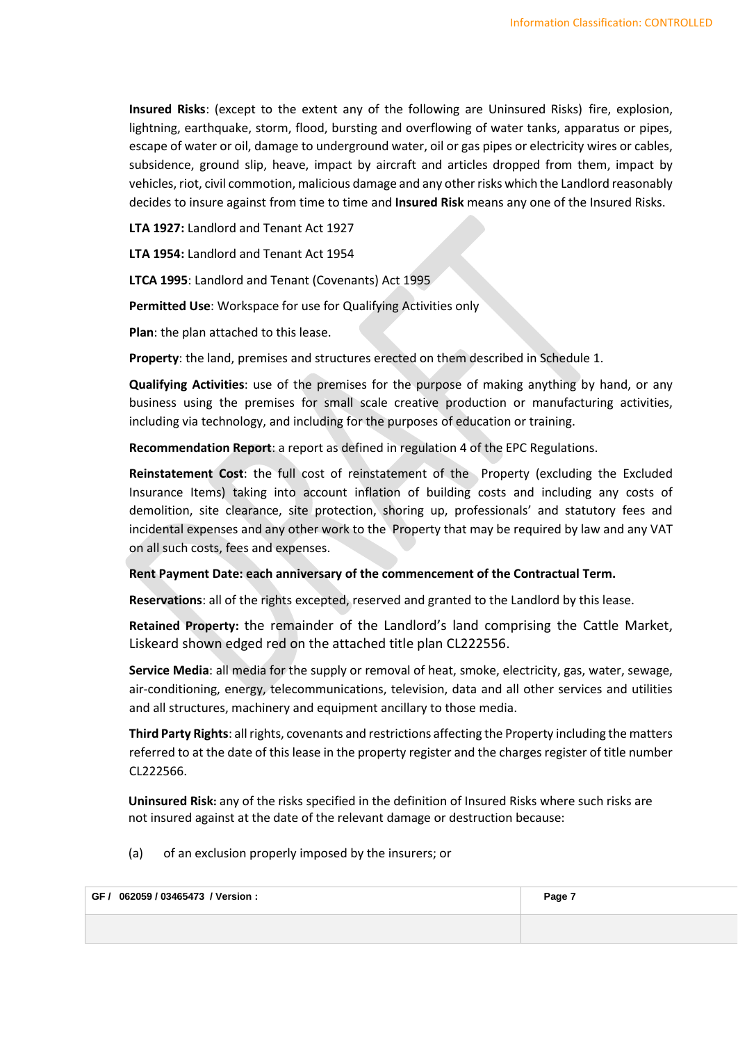**Insured Risks**: (except to the extent any of the following are Uninsured Risks) fire, explosion, lightning, earthquake, storm, flood, bursting and overflowing of water tanks, apparatus or pipes, escape of water or oil, damage to underground water, oil or gas pipes or electricity wires or cables, subsidence, ground slip, heave, impact by aircraft and articles dropped from them, impact by vehicles, riot, civil commotion, malicious damage and any other risks which the Landlord reasonably decides to insure against from time to time and **Insured Risk** means any one of the Insured Risks.

**LTA 1927:** Landlord and Tenant Act 1927

**LTA 1954:** Landlord and Tenant Act 1954

**LTCA 1995**: Landlord and Tenant (Covenants) Act 1995

**Permitted Use**: Workspace for use for Qualifying Activities only

**Plan**: the plan attached to this lease.

**Property**: the land, premises and structures erected on them described in Schedule 1.

**Qualifying Activities**: use of the premises for the purpose of making anything by hand, or any business using the premises for small scale creative production or manufacturing activities, including via technology, and including for the purposes of education or training.

**Recommendation Report**: a report as defined in regulation 4 of the EPC Regulations.

**Reinstatement Cost**: the full cost of reinstatement of the Property (excluding the Excluded Insurance Items) taking into account inflation of building costs and including any costs of demolition, site clearance, site protection, shoring up, professionals' and statutory fees and incidental expenses and any other work to the Property that may be required by law and any VAT on all such costs, fees and expenses.

**Rent Payment Date: each anniversary of the commencement of the Contractual Term.**

**Reservations**: all of the rights excepted, reserved and granted to the Landlord by this lease.

**Retained Property:** the remainder of the Landlord's land comprising the Cattle Market, Liskeard shown edged red on the attached title plan CL222556.

**Service Media**: all media for the supply or removal of heat, smoke, electricity, gas, water, sewage, air-conditioning, energy, telecommunications, television, data and all other services and utilities and all structures, machinery and equipment ancillary to those media.

**Third Party Rights**: all rights, covenants and restrictions affecting the Property including the matters referred to at the date of this lease in the property register and the charges register of title number CL222566.

**Uninsured Risk:** any of the risks specified in the definition of Insured Risks where such risks are not insured against at the date of the relevant damage or destruction because:

(a) of an exclusion properly imposed by the insurers; or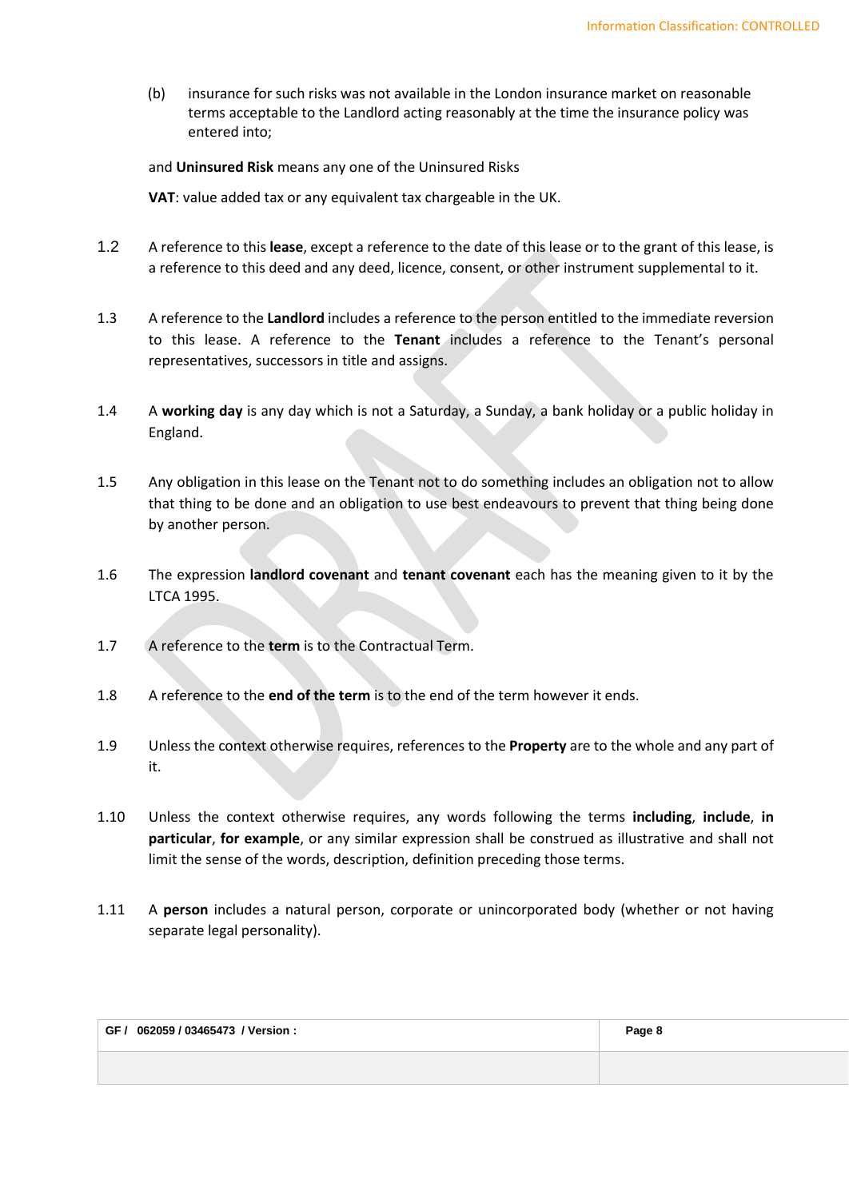(b) insurance for such risks was not available in the London insurance market on reasonable terms acceptable to the Landlord acting reasonably at the time the insurance policy was entered into;

and **Uninsured Risk** means any one of the Uninsured Risks

**VAT**: value added tax or any equivalent tax chargeable in the UK.

1.2 A reference to this **lease**, except a reference to the date of this lease or to the grant of this lease, is a reference to this deed and any deed, licence, consent, or other instrument supplemental to it.

1.3 A reference to the **Landlord** includes a reference to the person entitled to the immediate reversion to this lease. A reference to the **Tenant** includes a reference to the Tenant's personal representatives, successors in title and assigns.

1.4 A **working day** is any day which is not a Saturday, a Sunday, a bank holiday or a public holiday in England.

1.5 Any obligation in this lease on the Tenant not to do something includes an obligation not to allow that thing to be done and an obligation to use best endeavours to prevent that thing being done by another person.

1.6 The expression **landlord covenant** and **tenant covenant** each has the meaning given to it by the LTCA 1995.

1.7 A reference to the **term** is to the Contractual Term.

1.8 A reference to the **end of the term** is to the end of the term however it ends.

1.9 Unless the context otherwise requires, references to the **Property** are to the whole and any part of it.

1.10 Unless the context otherwise requires, any words following the terms **including**, **include**, **in particular**, **for example**, or any similar expression shall be construed as illustrative and shall not limit the sense of the words, description, definition preceding those terms.

1.11 A **person** includes a natural person, corporate or unincorporated body (whether or not having separate legal personality).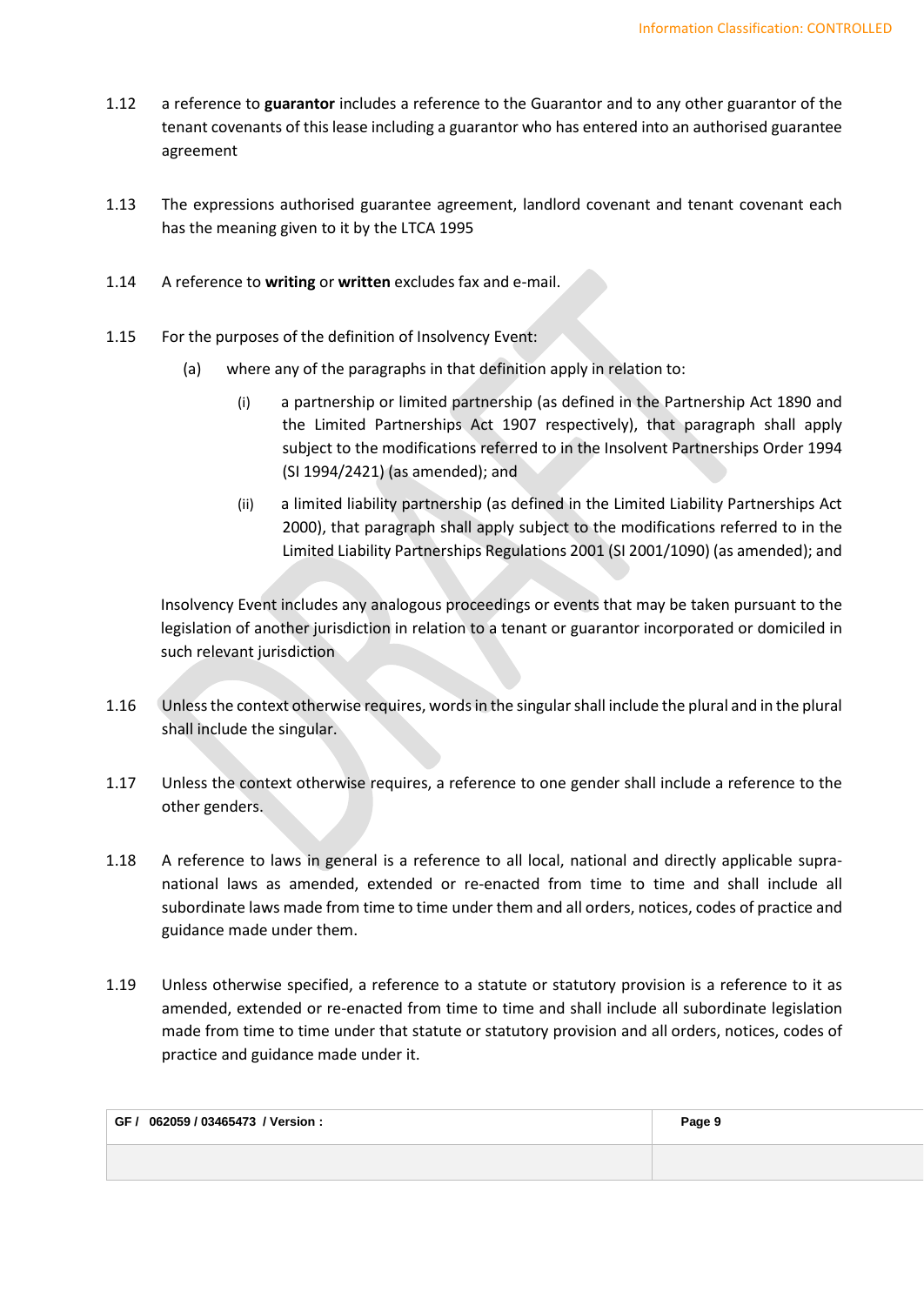1.12 a reference to **guarantor** includes a reference to the Guarantor and to any other guarantor of the tenant covenants of this lease including a guarantor who has entered into an authorised guarantee agreement

1.13 The expressions authorised guarantee agreement, landlord covenant and tenant covenant each has the meaning given to it by the LTCA 1995

1.14 A reference to **writing** or **written** excludes fax and e-mail.

1.15 For the purposes of the definition of Insolvency Event:

(a) where any of the paragraphs in that definition apply in relation to:

(i) a partnership or limited partnership (as defined in the Partnership Act 1890 and the Limited Partnerships Act 1907 respectively), that paragraph shall apply subject to the modifications referred to in the Insolvent Partnerships Order 1994 (SI 1994/2421) (as amended); and

(ii) a limited liability partnership (as defined in the Limited Liability Partnerships Act 2000), that paragraph shall apply subject to the modifications referred to in the Limited Liability Partnerships Regulations 2001 (SI 2001/1090) (as amended); and

Insolvency Event includes any analogous proceedings or events that may be taken pursuant to the legislation of another jurisdiction in relation to a tenant or guarantor incorporated or domiciled in such relevant jurisdiction

1.16 Unless the context otherwise requires, words in the singular shall include the plural and in the plural shall include the singular.

1.17 Unless the context otherwise requires, a reference to one gender shall include a reference to the other genders.

1.18 A reference to laws in general is a reference to all local, national and directly applicable supra-national laws as amended, extended or re-enacted from time to time and shall include all subordinate laws made from time to time under them and all orders, notices, codes of practice and guidance made under them.

1.19 Unless otherwise specified, a reference to a statute or statutory provision is a reference to it as amended, extended or re-enacted from time to time and shall include all subordinate legislation made from time to time under that statute or statutory provision and all orders, notices, codes of practice and guidance made under it.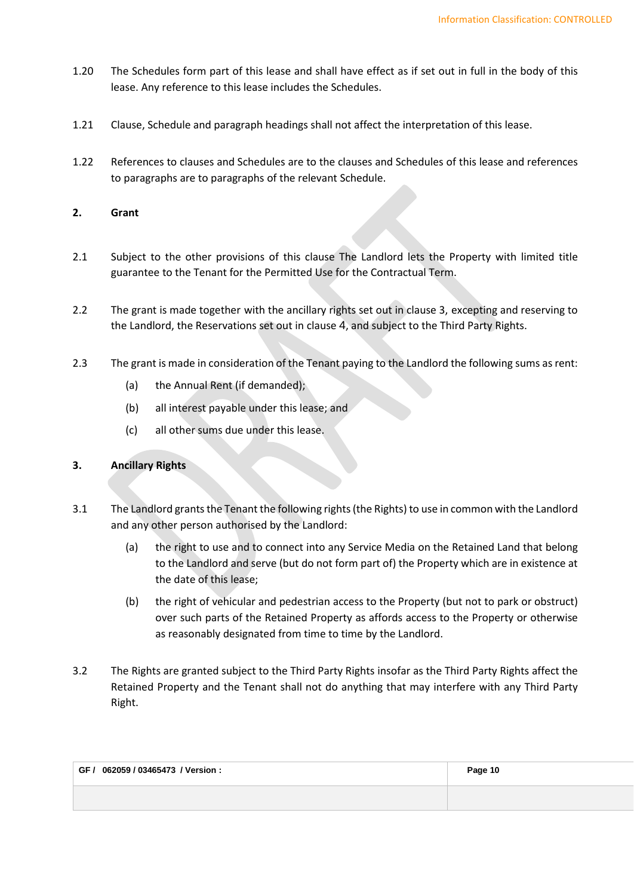1.20 The Schedules form part of this lease and shall have effect as if set out in full in the body of this lease. Any reference to this lease includes the Schedules.

1.21 Clause, Schedule and paragraph headings shall not affect the interpretation of this lease.

1.22 References to clauses and Schedules are to the clauses and Schedules of this lease and references to paragraphs are to paragraphs of the relevant Schedule.

## 2. Grant

2.1 Subject to the other provisions of this clause The Landlord lets the Property with limited title guarantee to the Tenant for the Permitted Use for the Contractual Term.

2.2 The grant is made together with the ancillary rights set out in clause 3, excepting and reserving to the Landlord, the Reservations set out in clause 4, and subject to the Third Party Rights.

2.3 The grant is made in consideration of the Tenant paying to the Landlord the following sums as rent:

(a) the Annual Rent (if demanded);

(b) all interest payable under this lease; and

(c) all other sums due under this lease.

## 3. Ancillary Rights

3.1 The Landlord grants the Tenant the following rights (the Rights) to use in common with the Landlord and any other person authorised by the Landlord:

(a) the right to use and to connect into any Service Media on the Retained Land that belong to the Landlord and serve (but do not form part of) the Property which are in existence at the date of this lease;

(b) the right of vehicular and pedestrian access to the Property (but not to park or obstruct) over such parts of the Retained Property as affords access to the Property or otherwise as reasonably designated from time to time by the Landlord.

3.2 The Rights are granted subject to the Third Party Rights insofar as the Third Party Rights affect the Retained Property and the Tenant shall not do anything that may interfere with any Third Party Right.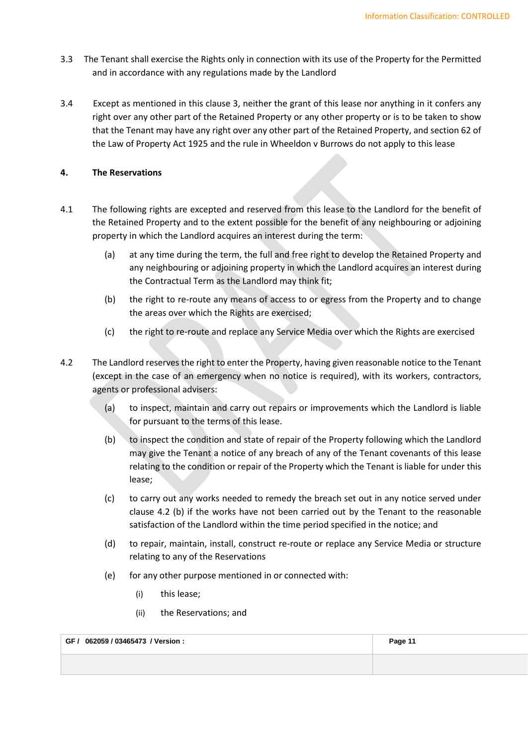3.3 The Tenant shall exercise the Rights only in connection with its use of the Property for the Permitted and in accordance with any regulations made by the Landlord

3.4 Except as mentioned in this clause 3, neither the grant of this lease nor anything in it confers any right over any other part of the Retained Property or any other property or is to be taken to show that the Tenant may have any right over any other part of the Retained Property, and section 62 of the Law of Property Act 1925 and the rule in Wheeldon v Burrows do not apply to this lease

**4. The Reservations**

4.1 The following rights are excepted and reserved from this lease to the Landlord for the benefit of the Retained Property and to the extent possible for the benefit of any neighbouring or adjoining property in which the Landlord acquires an interest during the term:

(a) at any time during the term, the full and free right to develop the Retained Property and any neighbouring or adjoining property in which the Landlord acquires an interest during the Contractual Term as the Landlord may think fit;

(b) the right to re-route any means of access to or egress from the Property and to change the areas over which the Rights are exercised;

(c) the right to re-route and replace any Service Media over which the Rights are exercised

4.2 The Landlord reserves the right to enter the Property, having given reasonable notice to the Tenant (except in the case of an emergency when no notice is required), with its workers, contractors, agents or professional advisers:

(a) to inspect, maintain and carry out repairs or improvements which the Landlord is liable for pursuant to the terms of this lease.

(b) to inspect the condition and state of repair of the Property following which the Landlord may give the Tenant a notice of any breach of any of the Tenant covenants of this lease relating to the condition or repair of the Property which the Tenant is liable for under this lease;

(c) to carry out any works needed to remedy the breach set out in any notice served under clause 4.2 (b) if the works have not been carried out by the Tenant to the reasonable satisfaction of the Landlord within the time period specified in the notice; and

(d) to repair, maintain, install, construct re-route or replace any Service Media or structure relating to any of the Reservations

(e) for any other purpose mentioned in or connected with:

(i) this lease;

(ii) the Reservations; and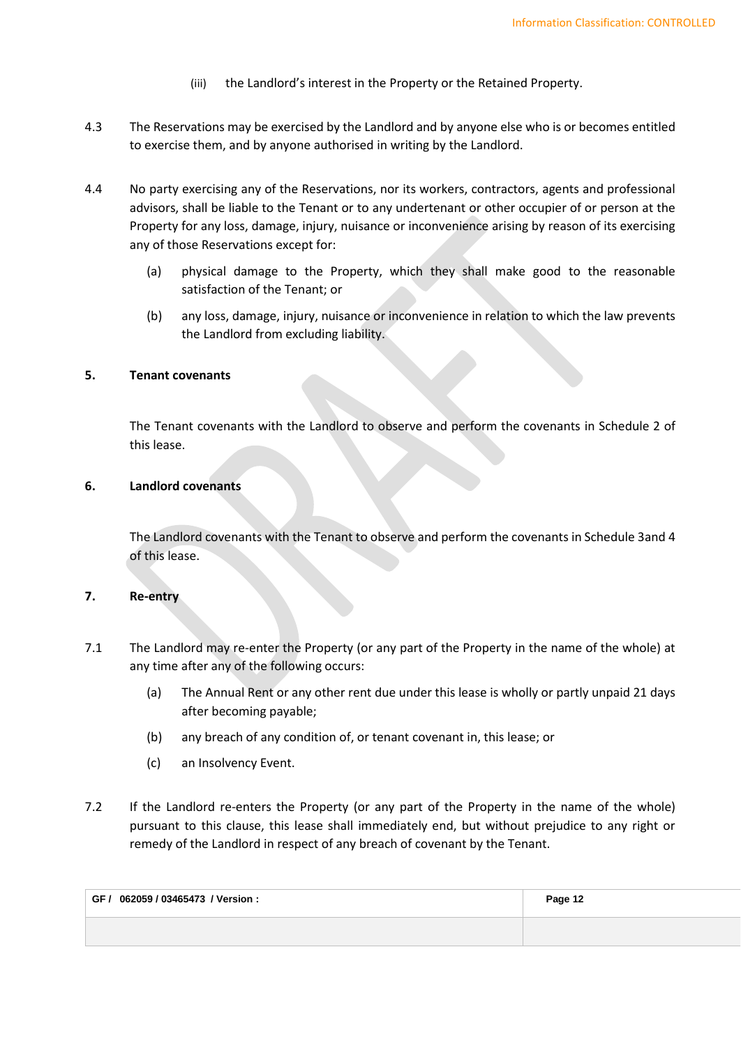(iii) the Landlord's interest in the Property or the Retained Property.

4.3 The Reservations may be exercised by the Landlord and by anyone else who is or becomes entitled to exercise them, and by anyone authorised in writing by the Landlord.

4.4 No party exercising any of the Reservations, nor its workers, contractors, agents and professional advisors, shall be liable to the Tenant or to any undertenant or other occupier of or person at the Property for any loss, damage, injury, nuisance or inconvenience arising by reason of its exercising any of those Reservations except for:

(a) physical damage to the Property, which they shall make good to the reasonable satisfaction of the Tenant; or

(b) any loss, damage, injury, nuisance or inconvenience in relation to which the law prevents the Landlord from excluding liability.

## 5. Tenant covenants

The Tenant covenants with the Landlord to observe and perform the covenants in Schedule 2 of this lease.

## 6. Landlord covenants

The Landlord covenants with the Tenant to observe and perform the covenants in Schedule 3and 4 of this lease.

## 7. Re-entry

7.1 The Landlord may re-enter the Property (or any part of the Property in the name of the whole) at any time after any of the following occurs:

(a) The Annual Rent or any other rent due under this lease is wholly or partly unpaid 21 days after becoming payable;

(b) any breach of any condition of, or tenant covenant in, this lease; or

(c) an Insolvency Event.

7.2 If the Landlord re-enters the Property (or any part of the Property in the name of the whole) pursuant to this clause, this lease shall immediately end, but without prejudice to any right or remedy of the Landlord in respect of any breach of covenant by the Tenant.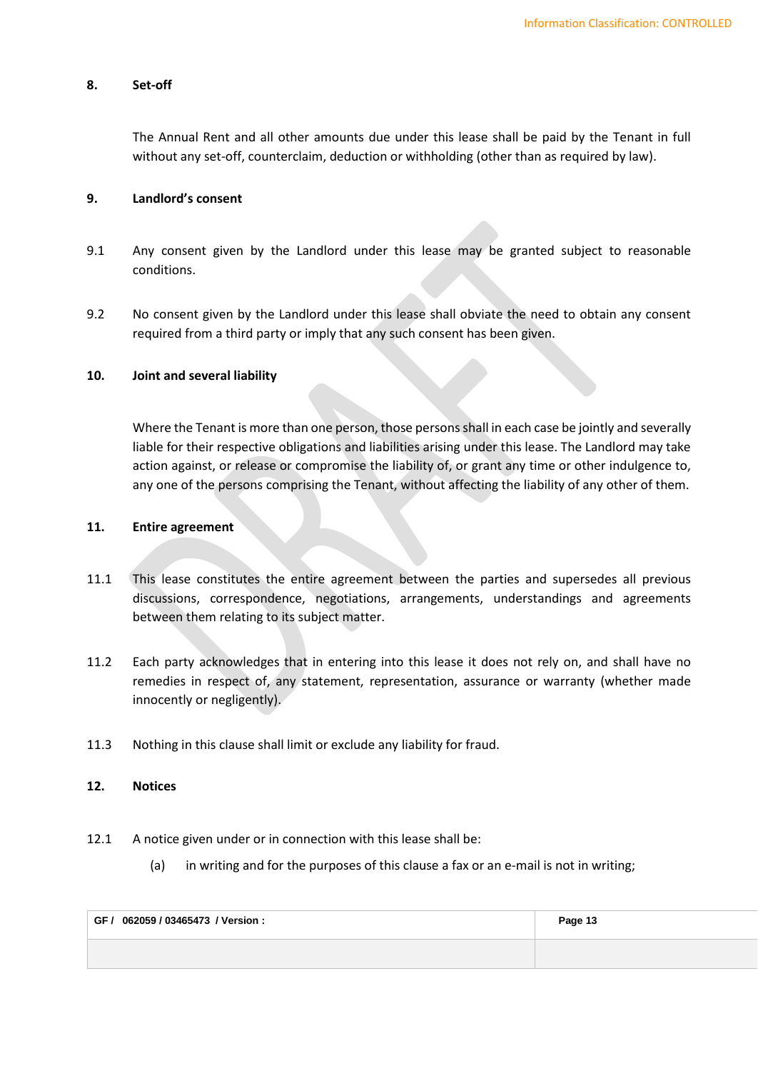## 8. Set-off

The Annual Rent and all other amounts due under this lease shall be paid by the Tenant in full without any set-off, counterclaim, deduction or withholding (other than as required by law).

## 9. Landlord's consent

9.1 Any consent given by the Landlord under this lease may be granted subject to reasonable conditions.

9.2 No consent given by the Landlord under this lease shall obviate the need to obtain any consent required from a third party or imply that any such consent has been given.

## 10. Joint and several liability

Where the Tenant is more than one person, those persons shall in each case be jointly and severally liable for their respective obligations and liabilities arising under this lease. The Landlord may take action against, or release or compromise the liability of, or grant any time or other indulgence to, any one of the persons comprising the Tenant, without affecting the liability of any other of them.

## 11. Entire agreement

11.1 This lease constitutes the entire agreement between the parties and supersedes all previous discussions, correspondence, negotiations, arrangements, understandings and agreements between them relating to its subject matter.

11.2 Each party acknowledges that in entering into this lease it does not rely on, and shall have no remedies in respect of, any statement, representation, assurance or warranty (whether made innocently or negligently).

11.3 Nothing in this clause shall limit or exclude any liability for fraud.

## 12. Notices

12.1 A notice given under or in connection with this lease shall be:

(a) in writing and for the purposes of this clause a fax or an e-mail is not in writing;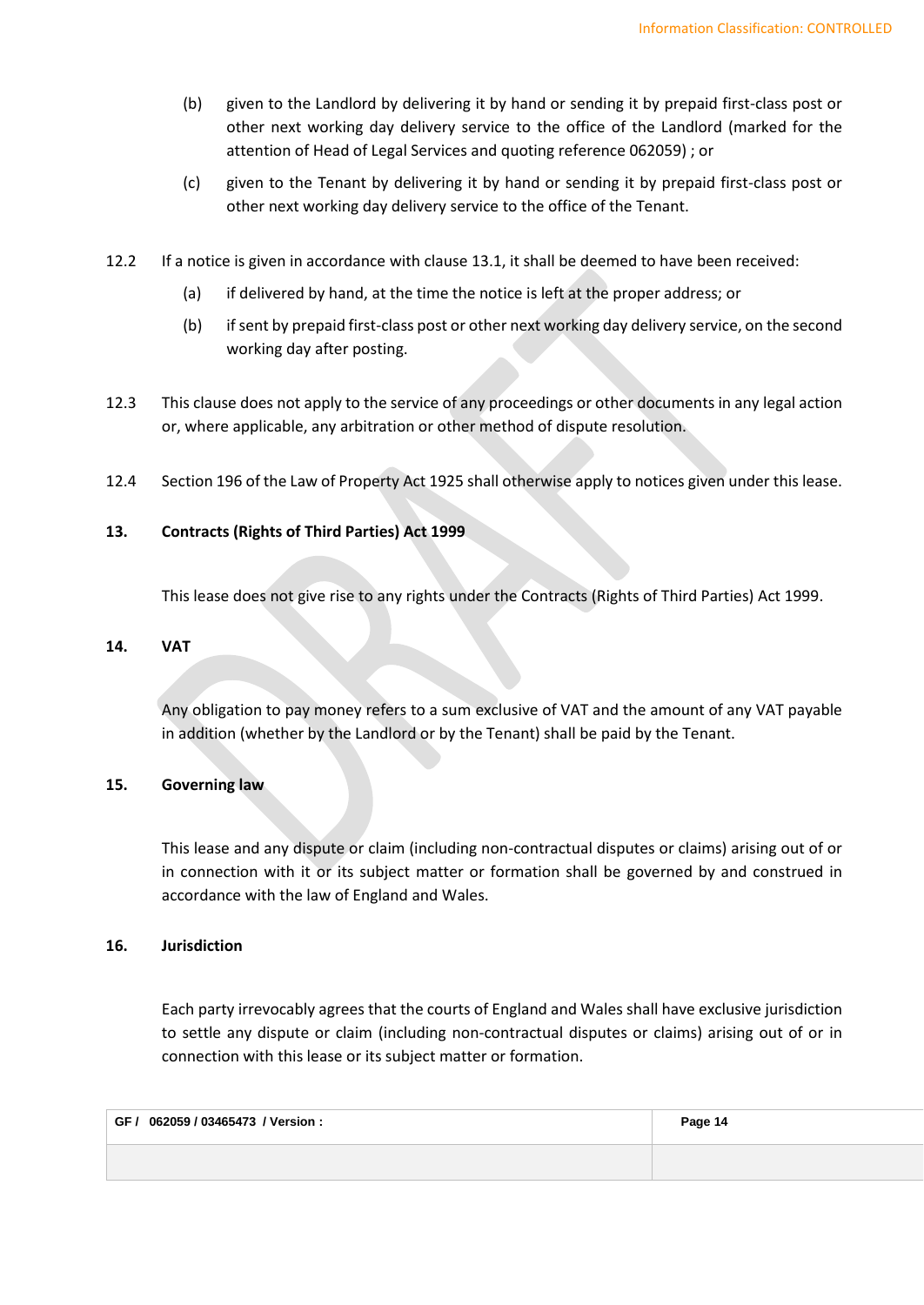(b) given to the Landlord by delivering it by hand or sending it by prepaid first-class post or other next working day delivery service to the office of the Landlord (marked for the attention of Head of Legal Services and quoting reference 062059) ; or

(c) given to the Tenant by delivering it by hand or sending it by prepaid first-class post or other next working day delivery service to the office of the Tenant.

12.2 If a notice is given in accordance with clause 13.1, it shall be deemed to have been received:

(a) if delivered by hand, at the time the notice is left at the proper address; or

(b) if sent by prepaid first-class post or other next working day delivery service, on the second working day after posting.

12.3 This clause does not apply to the service of any proceedings or other documents in any legal action or, where applicable, any arbitration or other method of dispute resolution.

12.4 Section 196 of the Law of Property Act 1925 shall otherwise apply to notices given under this lease.

## 13. Contracts (Rights of Third Parties) Act 1999

This lease does not give rise to any rights under the Contracts (Rights of Third Parties) Act 1999.

## 14. VAT

Any obligation to pay money refers to a sum exclusive of VAT and the amount of any VAT payable in addition (whether by the Landlord or by the Tenant) shall be paid by the Tenant.

## 15. Governing law

This lease and any dispute or claim (including non-contractual disputes or claims) arising out of or in connection with it or its subject matter or formation shall be governed by and construed in accordance with the law of England and Wales.

## 16. Jurisdiction

Each party irrevocably agrees that the courts of England and Wales shall have exclusive jurisdiction to settle any dispute or claim (including non-contractual disputes or claims) arising out of or in connection with this lease or its subject matter or formation.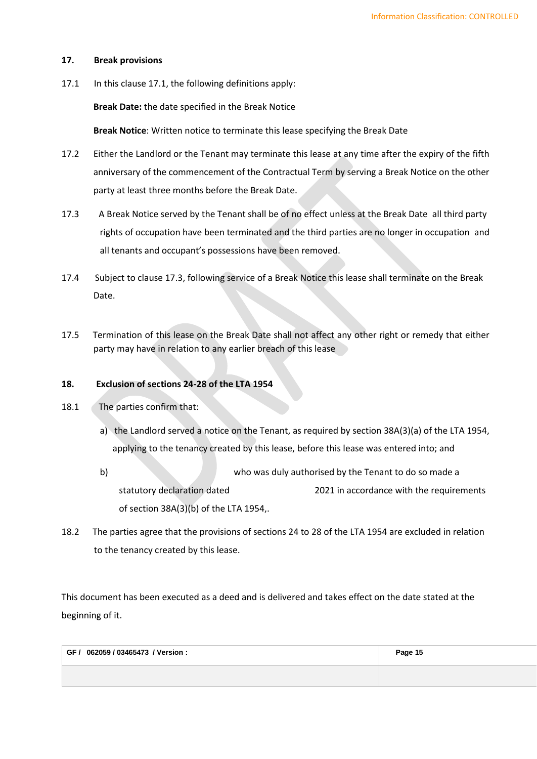**17. Break provisions**

17.1 In this clause 17.1, the following definitions apply:

**Break Date:** the date specified in the Break Notice

**Break Notice**: Written notice to terminate this lease specifying the Break Date

17.2 Either the Landlord or the Tenant may terminate this lease at any time after the expiry of the fifth anniversary of the commencement of the Contractual Term by serving a Break Notice on the other party at least three months before the Break Date.

17.3 A Break Notice served by the Tenant shall be of no effect unless at the Break Date all third party rights of occupation have been terminated and the third parties are no longer in occupation and all tenants and occupant's possessions have been removed.

17.4 Subject to clause 17.3, following service of a Break Notice this lease shall terminate on the Break Date.

17.5 Termination of this lease on the Break Date shall not affect any other right or remedy that either party may have in relation to any earlier breach of this lease

**18. Exclusion of sections 24-28 of the LTA 1954**

18.1 The parties confirm that:

a) the Landlord served a notice on the Tenant, as required by section 38A(3)(a) of the LTA 1954, applying to the tenancy created by this lease, before this lease was entered into; and

b) who was duly authorised by the Tenant to do so made a statutory declaration dated 2021 in accordance with the requirements of section 38A(3)(b) of the LTA 1954,.

18.2 The parties agree that the provisions of sections 24 to 28 of the LTA 1954 are excluded in relation to the tenancy created by this lease.

This document has been executed as a deed and is delivered and takes effect on the date stated at the beginning of it.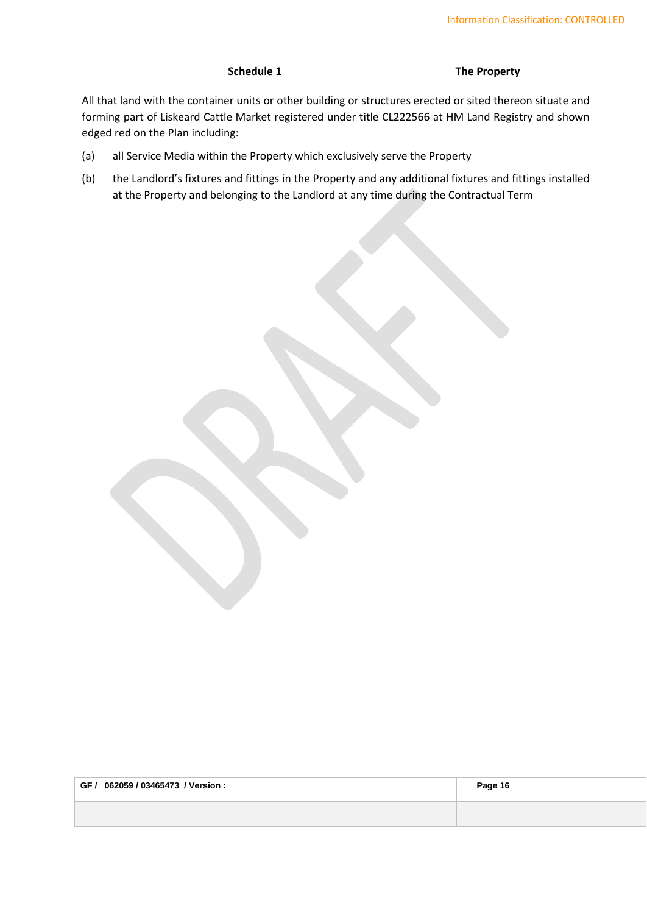## Schedule 1 The Property

All that land with the container units or other building or structures erected or sited thereon situate and forming part of Liskeard Cattle Market registered under title CL222566 at HM Land Registry and shown edged red on the Plan including:

(a) all Service Media within the Property which exclusively serve the Property

(b) the Landlord's fixtures and fittings in the Property and any additional fixtures and fittings installed at the Property and belonging to the Landlord at any time during the Contractual Term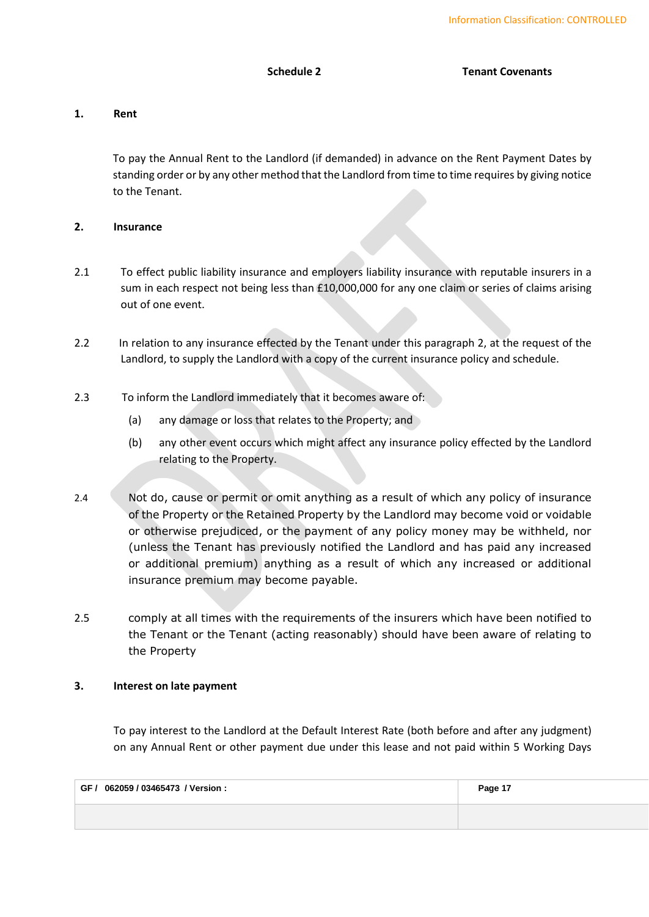## Schedule 2 Tenant Covenants

### 1. Rent

To pay the Annual Rent to the Landlord (if demanded) in advance on the Rent Payment Dates by standing order or by any other method that the Landlord from time to time requires by giving notice to the Tenant.

### 2. Insurance

2.1 To effect public liability insurance and employers liability insurance with reputable insurers in a sum in each respect not being less than £10,000,000 for any one claim or series of claims arising out of one event.

2.2 In relation to any insurance effected by the Tenant under this paragraph 2, at the request of the Landlord, to supply the Landlord with a copy of the current insurance policy and schedule.

2.3 To inform the Landlord immediately that it becomes aware of:

(a) any damage or loss that relates to the Property; and

(b) any other event occurs which might affect any insurance policy effected by the Landlord relating to the Property.

2.4 Not do, cause or permit or omit anything as a result of which any policy of insurance of the Property or the Retained Property by the Landlord may become void or voidable or otherwise prejudiced, or the payment of any policy money may be withheld, nor (unless the Tenant has previously notified the Landlord and has paid any increased or additional premium) anything as a result of which any increased or additional insurance premium may become payable.

2.5 comply at all times with the requirements of the insurers which have been notified to the Tenant or the Tenant (acting reasonably) should have been aware of relating to the Property

### 3. Interest on late payment

To pay interest to the Landlord at the Default Interest Rate (both before and after any judgment) on any Annual Rent or other payment due under this lease and not paid within 5 Working Days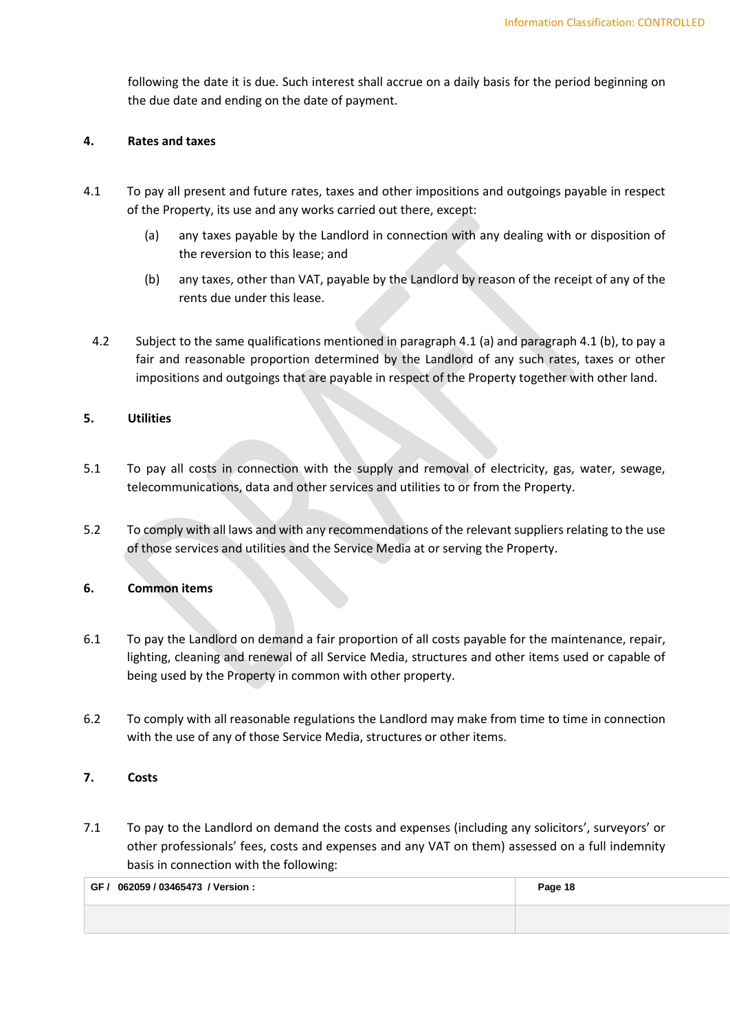following the date it is due. Such interest shall accrue on a daily basis for the period beginning on the due date and ending on the date of payment.

**4. Rates and taxes**

4.1 To pay all present and future rates, taxes and other impositions and outgoings payable in respect of the Property, its use and any works carried out there, except:

(a) any taxes payable by the Landlord in connection with any dealing with or disposition of the reversion to this lease; and

(b) any taxes, other than VAT, payable by the Landlord by reason of the receipt of any of the rents due under this lease.

4.2 Subject to the same qualifications mentioned in paragraph 4.1 (a) and paragraph 4.1 (b), to pay a fair and reasonable proportion determined by the Landlord of any such rates, taxes or other impositions and outgoings that are payable in respect of the Property together with other land.

**5. Utilities**

5.1 To pay all costs in connection with the supply and removal of electricity, gas, water, sewage, telecommunications, data and other services and utilities to or from the Property.

5.2 To comply with all laws and with any recommendations of the relevant suppliers relating to the use of those services and utilities and the Service Media at or serving the Property.

**6. Common items**

6.1 To pay the Landlord on demand a fair proportion of all costs payable for the maintenance, repair, lighting, cleaning and renewal of all Service Media, structures and other items used or capable of being used by the Property in common with other property.

6.2 To comply with all reasonable regulations the Landlord may make from time to time in connection with the use of any of those Service Media, structures or other items.

**7. Costs**

7.1 To pay to the Landlord on demand the costs and expenses (including any solicitors', surveyors' or other professionals' fees, costs and expenses and any VAT on them) assessed on a full indemnity basis in connection with the following: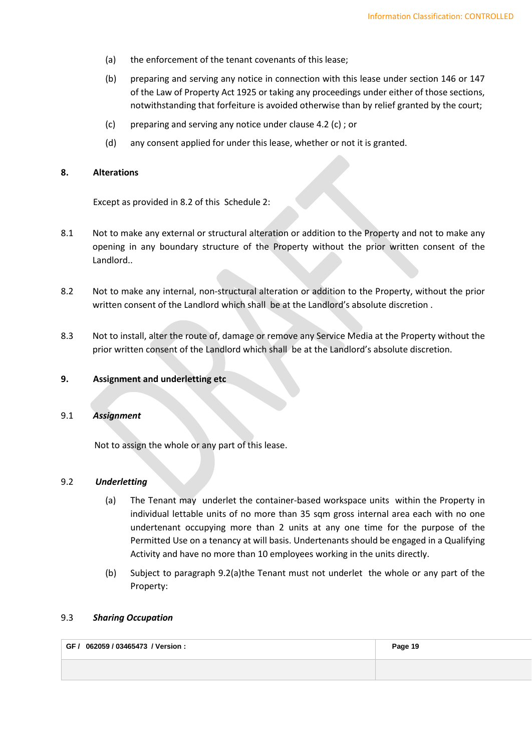(a) the enforcement of the tenant covenants of this lease;

(b) preparing and serving any notice in connection with this lease under section 146 or 147 of the Law of Property Act 1925 or taking any proceedings under either of those sections, notwithstanding that forfeiture is avoided otherwise than by relief granted by the court;

(c) preparing and serving any notice under clause 4.2 (c) ; or

(d) any consent applied for under this lease, whether or not it is granted.

**8. Alterations**

Except as provided in 8.2 of this Schedule 2:

8.1 Not to make any external or structural alteration or addition to the Property and not to make any opening in any boundary structure of the Property without the prior written consent of the Landlord..

8.2 Not to make any internal, non-structural alteration or addition to the Property, without the prior written consent of the Landlord which shall be at the Landlord's absolute discretion .

8.3 Not to install, alter the route of, damage or remove any Service Media at the Property without the prior written consent of the Landlord which shall be at the Landlord's absolute discretion.

**9. Assignment and underletting etc**

9.1 ***Assignment***

Not to assign the whole or any part of this lease.

9.2 ***Underletting***

(a) The Tenant may underlet the container-based workspace units within the Property in individual lettable units of no more than 35 sqm gross internal area each with no one undertenant occupying more than 2 units at any one time for the purpose of the Permitted Use on a tenancy at will basis. Undertenants should be engaged in a Qualifying Activity and have no more than 10 employees working in the units directly.

(b) Subject to paragraph 9.2(a)the Tenant must not underlet the whole or any part of the Property:

9.3 ***Sharing Occupation***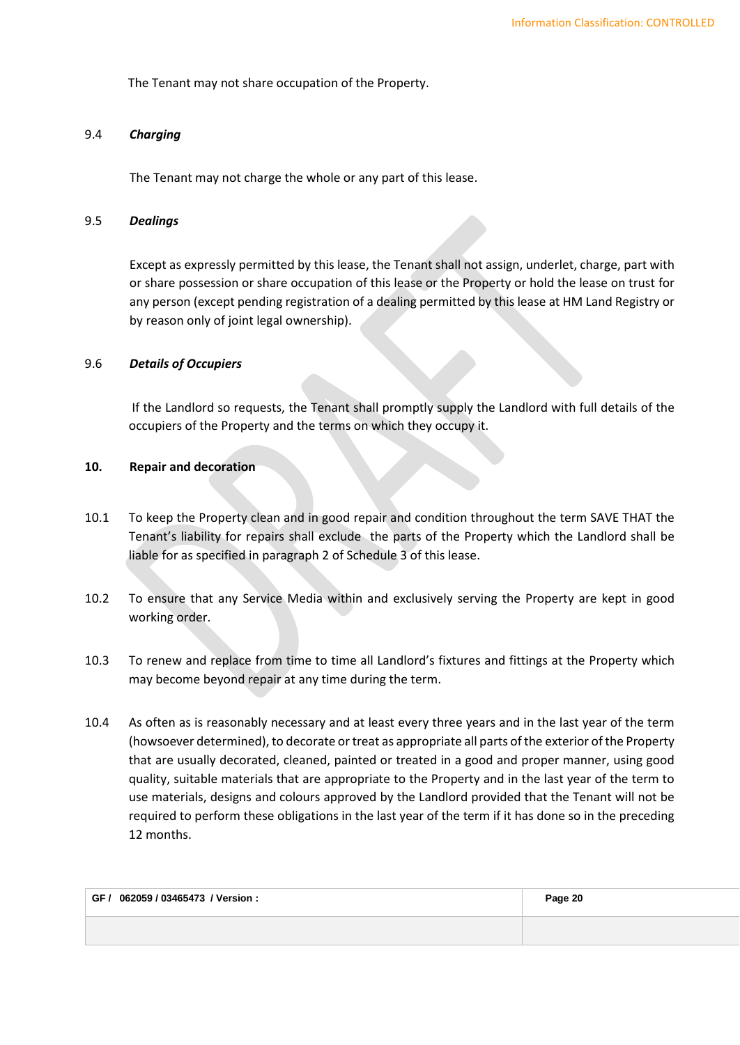The Tenant may not share occupation of the Property.

9.4 ***Charging***

The Tenant may not charge the whole or any part of this lease.

9.5 ***Dealings***

Except as expressly permitted by this lease, the Tenant shall not assign, underlet, charge, part with or share possession or share occupation of this lease or the Property or hold the lease on trust for any person (except pending registration of a dealing permitted by this lease at HM Land Registry or by reason only of joint legal ownership).

9.6 ***Details of Occupiers***

If the Landlord so requests, the Tenant shall promptly supply the Landlord with full details of the occupiers of the Property and the terms on which they occupy it.

**10. Repair and decoration**

10.1 To keep the Property clean and in good repair and condition throughout the term SAVE THAT the Tenant's liability for repairs shall exclude the parts of the Property which the Landlord shall be liable for as specified in paragraph 2 of Schedule 3 of this lease.

10.2 To ensure that any Service Media within and exclusively serving the Property are kept in good working order.

10.3 To renew and replace from time to time all Landlord's fixtures and fittings at the Property which may become beyond repair at any time during the term.

10.4 As often as is reasonably necessary and at least every three years and in the last year of the term (howsoever determined), to decorate or treat as appropriate all parts of the exterior of the Property that are usually decorated, cleaned, painted or treated in a good and proper manner, using good quality, suitable materials that are appropriate to the Property and in the last year of the term to use materials, designs and colours approved by the Landlord provided that the Tenant will not be required to perform these obligations in the last year of the term if it has done so in the preceding 12 months.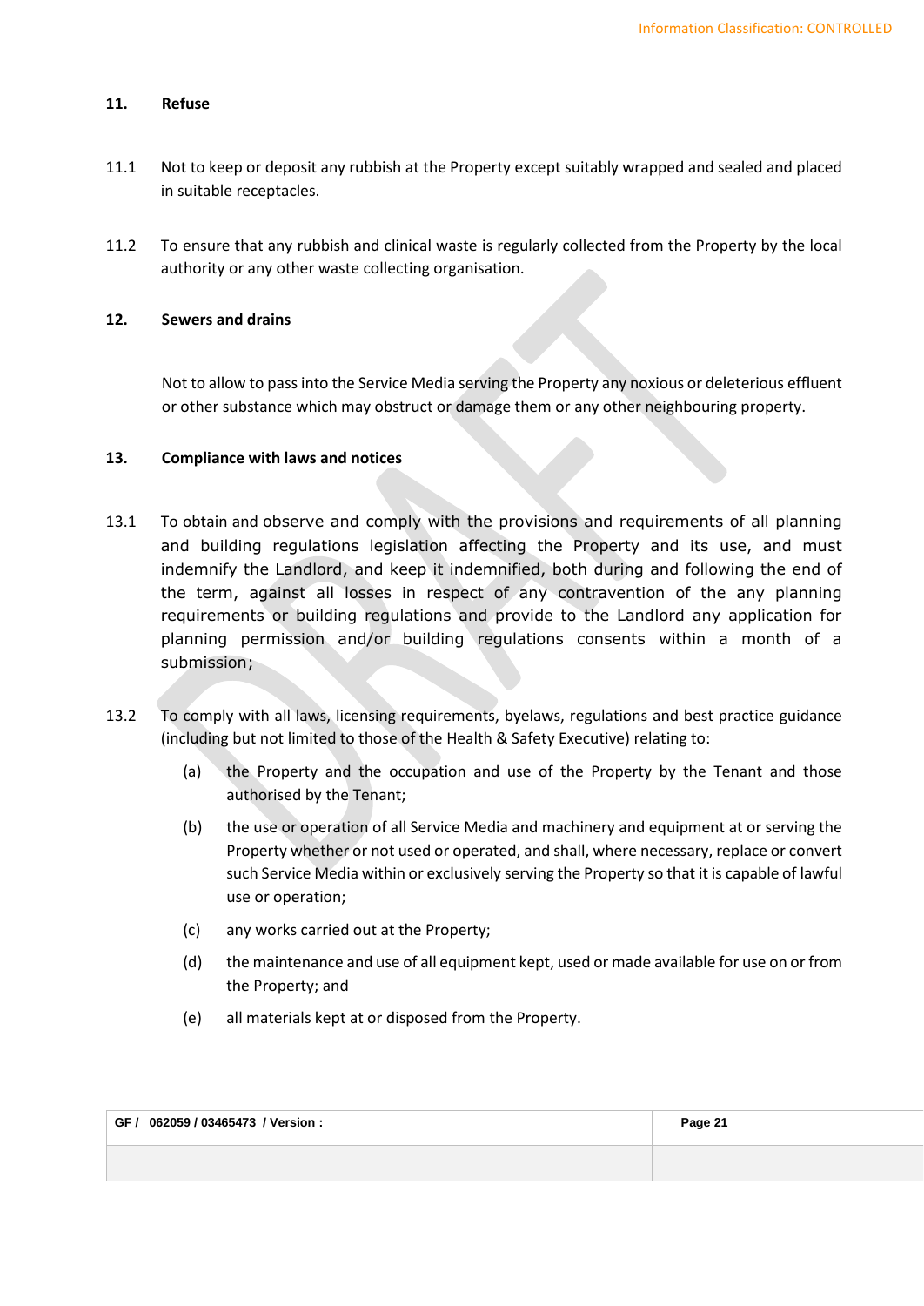## 11. Refuse

11.1 Not to keep or deposit any rubbish at the Property except suitably wrapped and sealed and placed in suitable receptacles.

11.2 To ensure that any rubbish and clinical waste is regularly collected from the Property by the local authority or any other waste collecting organisation.

## 12. Sewers and drains

Not to allow to pass into the Service Media serving the Property any noxious or deleterious effluent or other substance which may obstruct or damage them or any other neighbouring property.

## 13. Compliance with laws and notices

13.1 To obtain and observe and comply with the provisions and requirements of all planning and building regulations legislation affecting the Property and its use, and must indemnify the Landlord, and keep it indemnified, both during and following the end of the term, against all losses in respect of any contravention of the any planning requirements or building regulations and provide to the Landlord any application for planning permission and/or building regulations consents within a month of a submission;

13.2 To comply with all laws, licensing requirements, byelaws, regulations and best practice guidance (including but not limited to those of the Health & Safety Executive) relating to:

(a) the Property and the occupation and use of the Property by the Tenant and those authorised by the Tenant;

(b) the use or operation of all Service Media and machinery and equipment at or serving the Property whether or not used or operated, and shall, where necessary, replace or convert such Service Media within or exclusively serving the Property so that it is capable of lawful use or operation;

(c) any works carried out at the Property;

(d) the maintenance and use of all equipment kept, used or made available for use on or from the Property; and

(e) all materials kept at or disposed from the Property.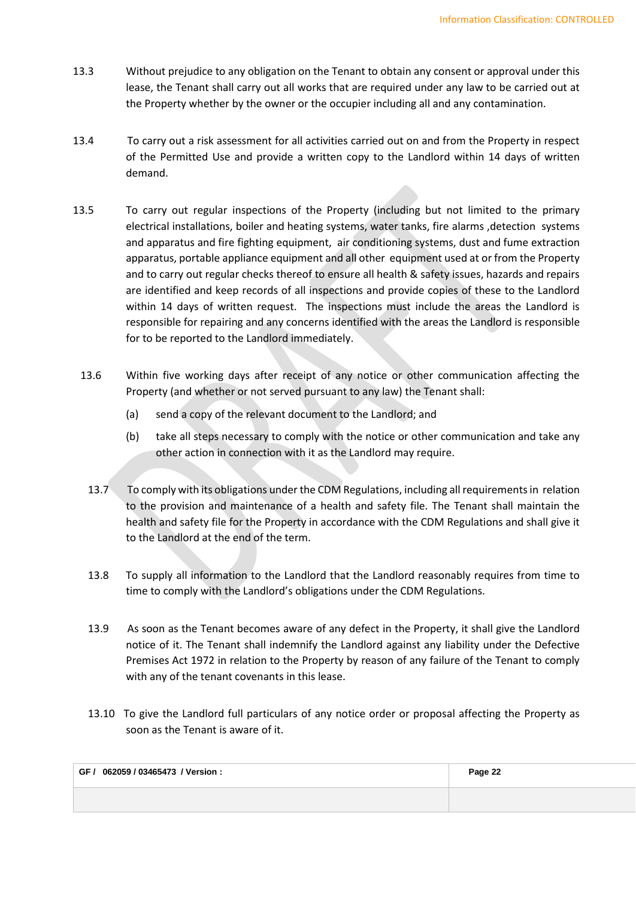13.3 Without prejudice to any obligation on the Tenant to obtain any consent or approval under this lease, the Tenant shall carry out all works that are required under any law to be carried out at the Property whether by the owner or the occupier including all and any contamination.

13.4 To carry out a risk assessment for all activities carried out on and from the Property in respect of the Permitted Use and provide a written copy to the Landlord within 14 days of written demand.

13.5 To carry out regular inspections of the Property (including but not limited to the primary electrical installations, boiler and heating systems, water tanks, fire alarms ,detection systems and apparatus and fire fighting equipment, air conditioning systems, dust and fume extraction apparatus, portable appliance equipment and all other equipment used at or from the Property and to carry out regular checks thereof to ensure all health & safety issues, hazards and repairs are identified and keep records of all inspections and provide copies of these to the Landlord within 14 days of written request. The inspections must include the areas the Landlord is responsible for repairing and any concerns identified with the areas the Landlord is responsible for to be reported to the Landlord immediately.

13.6 Within five working days after receipt of any notice or other communication affecting the Property (and whether or not served pursuant to any law) the Tenant shall:

(a) send a copy of the relevant document to the Landlord; and

(b) take all steps necessary to comply with the notice or other communication and take any other action in connection with it as the Landlord may require.

13.7 To comply with its obligations under the CDM Regulations, including all requirements in relation to the provision and maintenance of a health and safety file. The Tenant shall maintain the health and safety file for the Property in accordance with the CDM Regulations and shall give it to the Landlord at the end of the term.

13.8 To supply all information to the Landlord that the Landlord reasonably requires from time to time to comply with the Landlord's obligations under the CDM Regulations.

13.9 As soon as the Tenant becomes aware of any defect in the Property, it shall give the Landlord notice of it. The Tenant shall indemnify the Landlord against any liability under the Defective Premises Act 1972 in relation to the Property by reason of any failure of the Tenant to comply with any of the tenant covenants in this lease.

13.10 To give the Landlord full particulars of any notice order or proposal affecting the Property as soon as the Tenant is aware of it.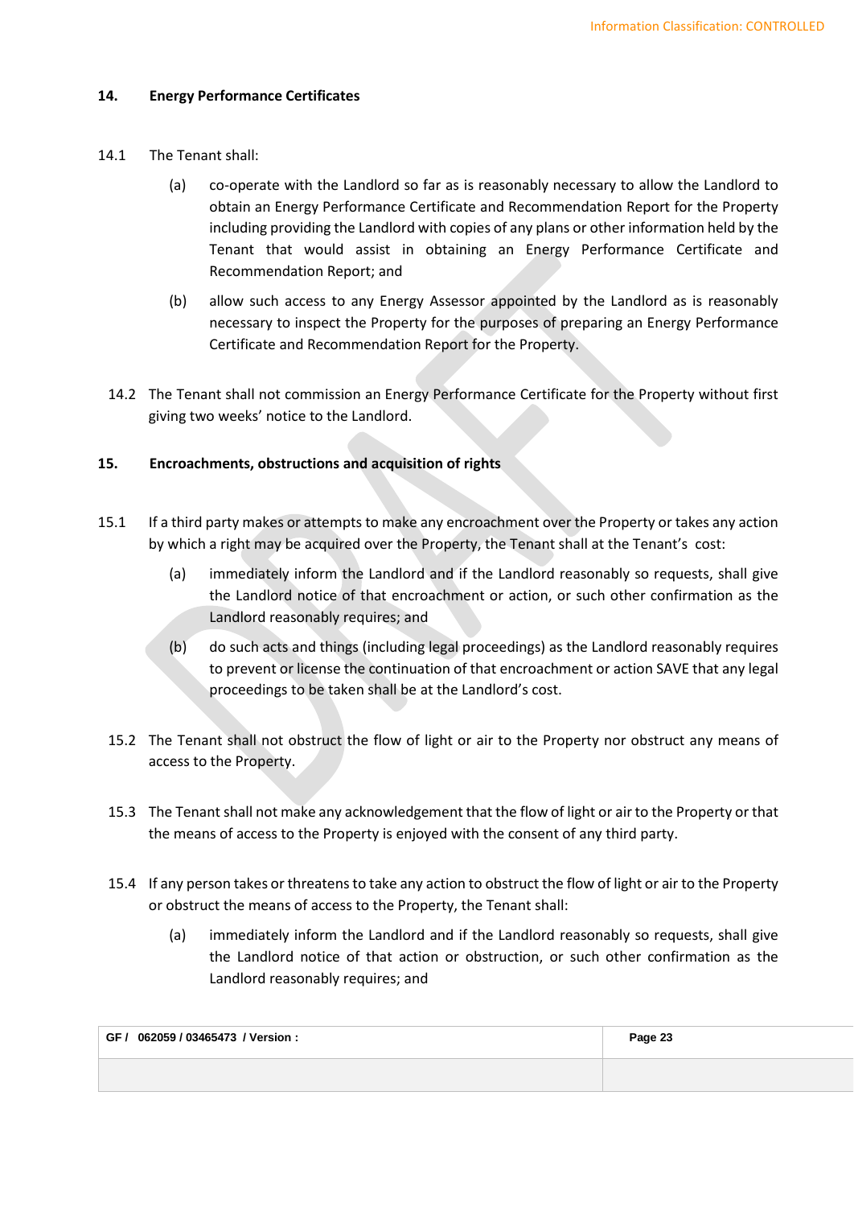## 14. Energy Performance Certificates

14.1 The Tenant shall:

(a) co-operate with the Landlord so far as is reasonably necessary to allow the Landlord to obtain an Energy Performance Certificate and Recommendation Report for the Property including providing the Landlord with copies of any plans or other information held by the Tenant that would assist in obtaining an Energy Performance Certificate and Recommendation Report; and

(b) allow such access to any Energy Assessor appointed by the Landlord as is reasonably necessary to inspect the Property for the purposes of preparing an Energy Performance Certificate and Recommendation Report for the Property.

14.2 The Tenant shall not commission an Energy Performance Certificate for the Property without first giving two weeks' notice to the Landlord.

## 15. Encroachments, obstructions and acquisition of rights

15.1 If a third party makes or attempts to make any encroachment over the Property or takes any action by which a right may be acquired over the Property, the Tenant shall at the Tenant's cost:

(a) immediately inform the Landlord and if the Landlord reasonably so requests, shall give the Landlord notice of that encroachment or action, or such other confirmation as the Landlord reasonably requires; and

(b) do such acts and things (including legal proceedings) as the Landlord reasonably requires to prevent or license the continuation of that encroachment or action SAVE that any legal proceedings to be taken shall be at the Landlord's cost.

15.2 The Tenant shall not obstruct the flow of light or air to the Property nor obstruct any means of access to the Property.

15.3 The Tenant shall not make any acknowledgement that the flow of light or air to the Property or that the means of access to the Property is enjoyed with the consent of any third party.

15.4 If any person takes or threatens to take any action to obstruct the flow of light or air to the Property or obstruct the means of access to the Property, the Tenant shall:

(a) immediately inform the Landlord and if the Landlord reasonably so requests, shall give the Landlord notice of that action or obstruction, or such other confirmation as the Landlord reasonably requires; and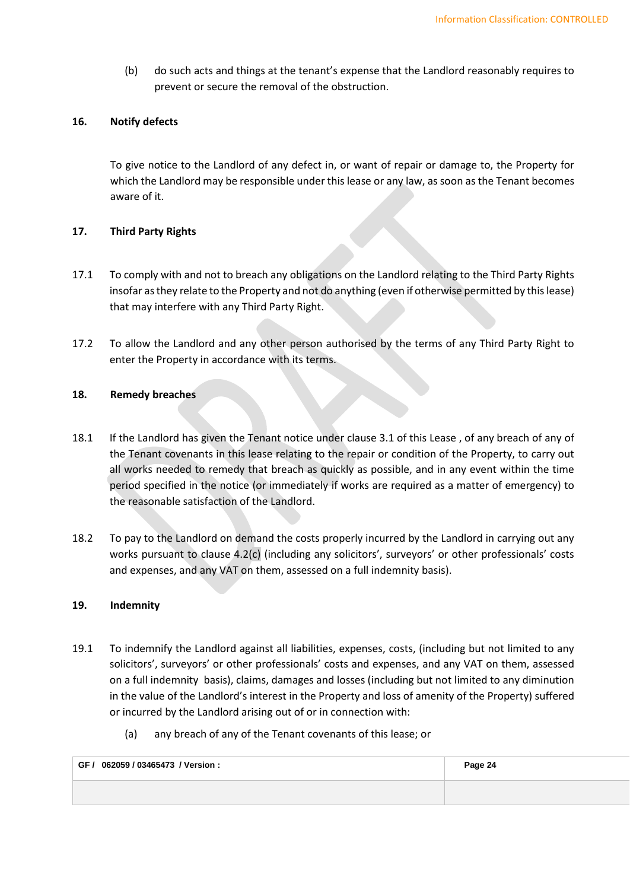(b) do such acts and things at the tenant's expense that the Landlord reasonably requires to prevent or secure the removal of the obstruction.

## 16. Notify defects

To give notice to the Landlord of any defect in, or want of repair or damage to, the Property for which the Landlord may be responsible under this lease or any law, as soon as the Tenant becomes aware of it.

## 17. Third Party Rights

17.1 To comply with and not to breach any obligations on the Landlord relating to the Third Party Rights insofar as they relate to the Property and not do anything (even if otherwise permitted by this lease) that may interfere with any Third Party Right.

17.2 To allow the Landlord and any other person authorised by the terms of any Third Party Right to enter the Property in accordance with its terms.

## 18. Remedy breaches

18.1 If the Landlord has given the Tenant notice under clause 3.1 of this Lease , of any breach of any of the Tenant covenants in this lease relating to the repair or condition of the Property, to carry out all works needed to remedy that breach as quickly as possible, and in any event within the time period specified in the notice (or immediately if works are required as a matter of emergency) to the reasonable satisfaction of the Landlord.

18.2 To pay to the Landlord on demand the costs properly incurred by the Landlord in carrying out any works pursuant to clause 4.2(c) (including any solicitors', surveyors' or other professionals' costs and expenses, and any VAT on them, assessed on a full indemnity basis).

## 19. Indemnity

19.1 To indemnify the Landlord against all liabilities, expenses, costs, (including but not limited to any solicitors', surveyors' or other professionals' costs and expenses, and any VAT on them, assessed on a full indemnity basis), claims, damages and losses (including but not limited to any diminution in the value of the Landlord's interest in the Property and loss of amenity of the Property) suffered or incurred by the Landlord arising out of or in connection with:

(a) any breach of any of the Tenant covenants of this lease; or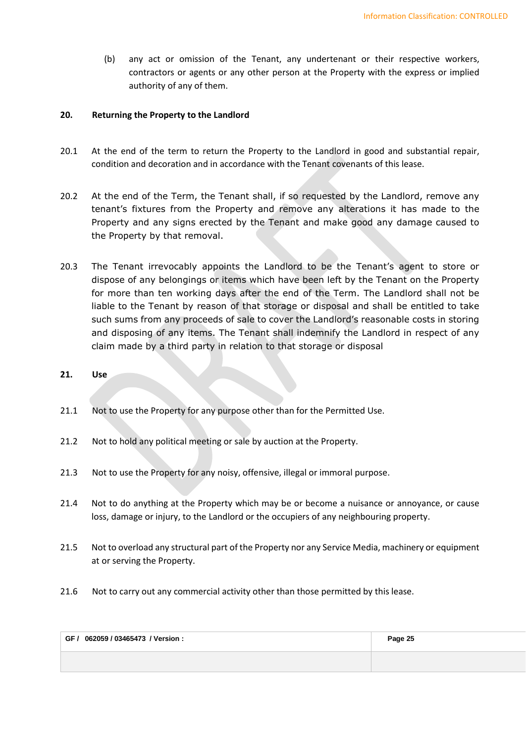(b) any act or omission of the Tenant, any undertenant or their respective workers, contractors or agents or any other person at the Property with the express or implied authority of any of them.

**20. Returning the Property to the Landlord**

20.1 At the end of the term to return the Property to the Landlord in good and substantial repair, condition and decoration and in accordance with the Tenant covenants of this lease.

20.2 At the end of the Term, the Tenant shall, if so requested by the Landlord, remove any tenant's fixtures from the Property and remove any alterations it has made to the Property and any signs erected by the Tenant and make good any damage caused to the Property by that removal.

20.3 The Tenant irrevocably appoints the Landlord to be the Tenant's agent to store or dispose of any belongings or items which have been left by the Tenant on the Property for more than ten working days after the end of the Term. The Landlord shall not be liable to the Tenant by reason of that storage or disposal and shall be entitled to take such sums from any proceeds of sale to cover the Landlord's reasonable costs in storing and disposing of any items. The Tenant shall indemnify the Landlord in respect of any claim made by a third party in relation to that storage or disposal

**21. Use**

21.1 Not to use the Property for any purpose other than for the Permitted Use.

21.2 Not to hold any political meeting or sale by auction at the Property.

21.3 Not to use the Property for any noisy, offensive, illegal or immoral purpose.

21.4 Not to do anything at the Property which may be or become a nuisance or annoyance, or cause loss, damage or injury, to the Landlord or the occupiers of any neighbouring property.

21.5 Not to overload any structural part of the Property nor any Service Media, machinery or equipment at or serving the Property.

21.6 Not to carry out any commercial activity other than those permitted by this lease.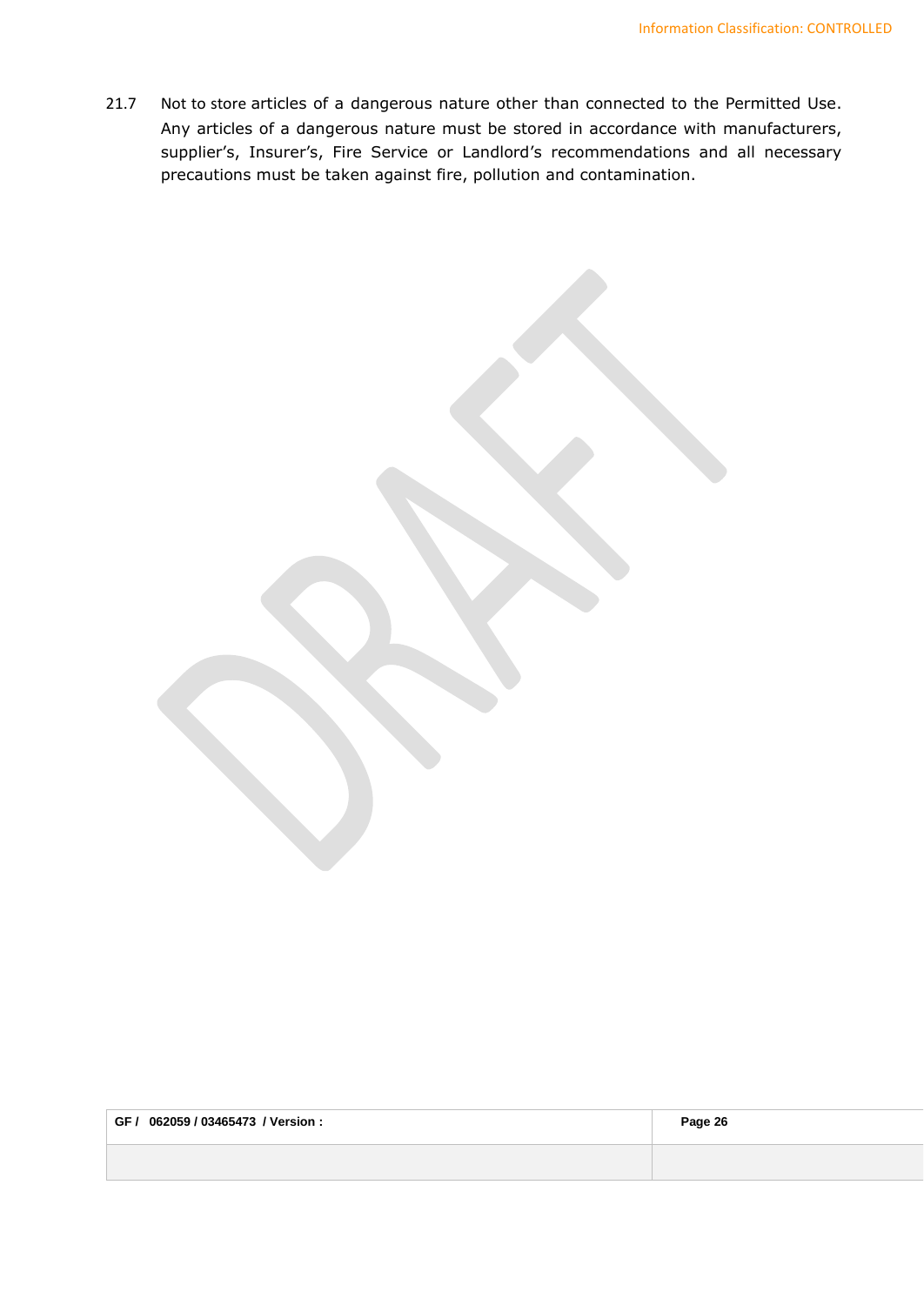21.7 Not to store articles of a dangerous nature other than connected to the Permitted Use. Any articles of a dangerous nature must be stored in accordance with manufacturers, supplier's, Insurer's, Fire Service or Landlord's recommendations and all necessary precautions must be taken against fire, pollution and contamination.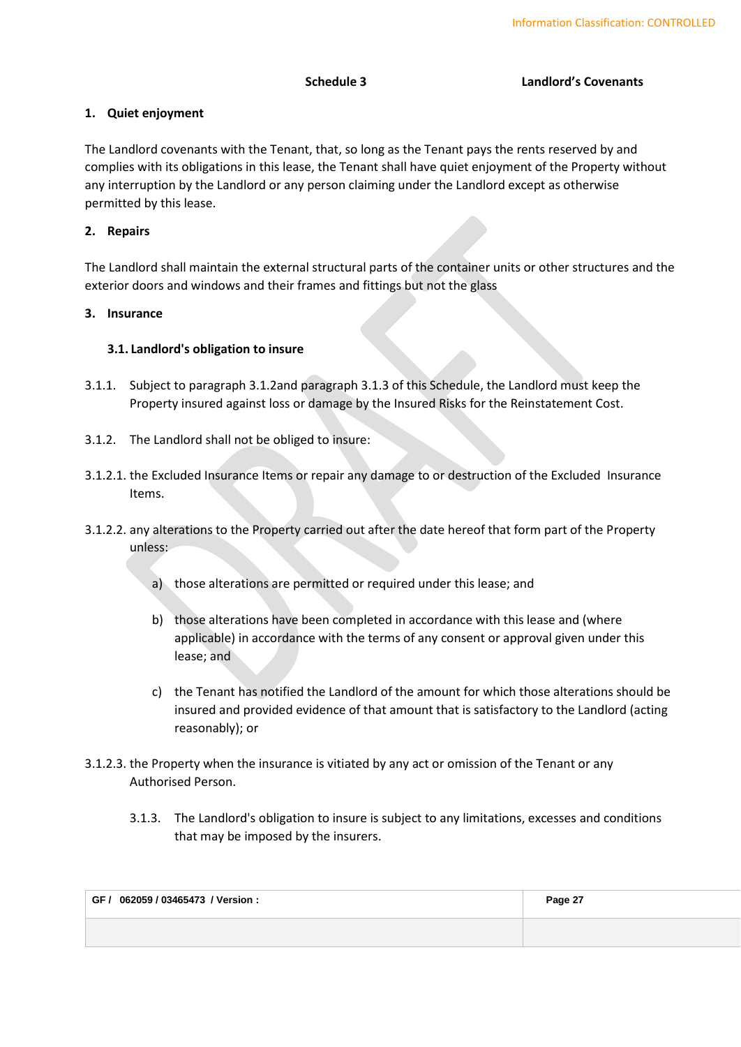**Schedule 3 Landlord's Covenants**

## 1. Quiet enjoyment

The Landlord covenants with the Tenant, that, so long as the Tenant pays the rents reserved by and complies with its obligations in this lease, the Tenant shall have quiet enjoyment of the Property without any interruption by the Landlord or any person claiming under the Landlord except as otherwise permitted by this lease.

## 2. Repairs

The Landlord shall maintain the external structural parts of the container units or other structures and the exterior doors and windows and their frames and fittings but not the glass

## 3. Insurance

### 3.1. Landlord's obligation to insure

3.1.1. Subject to paragraph 3.1.2and paragraph 3.1.3 of this Schedule, the Landlord must keep the Property insured against loss or damage by the Insured Risks for the Reinstatement Cost.

3.1.2. The Landlord shall not be obliged to insure:

3.1.2.1. the Excluded Insurance Items or repair any damage to or destruction of the Excluded Insurance Items.

3.1.2.2. any alterations to the Property carried out after the date hereof that form part of the Property unless:

a) those alterations are permitted or required under this lease; and

b) those alterations have been completed in accordance with this lease and (where applicable) in accordance with the terms of any consent or approval given under this lease; and

c) the Tenant has notified the Landlord of the amount for which those alterations should be insured and provided evidence of that amount that is satisfactory to the Landlord (acting reasonably); or

3.1.2.3. the Property when the insurance is vitiated by any act or omission of the Tenant or any Authorised Person.

3.1.3. The Landlord's obligation to insure is subject to any limitations, excesses and conditions that may be imposed by the insurers.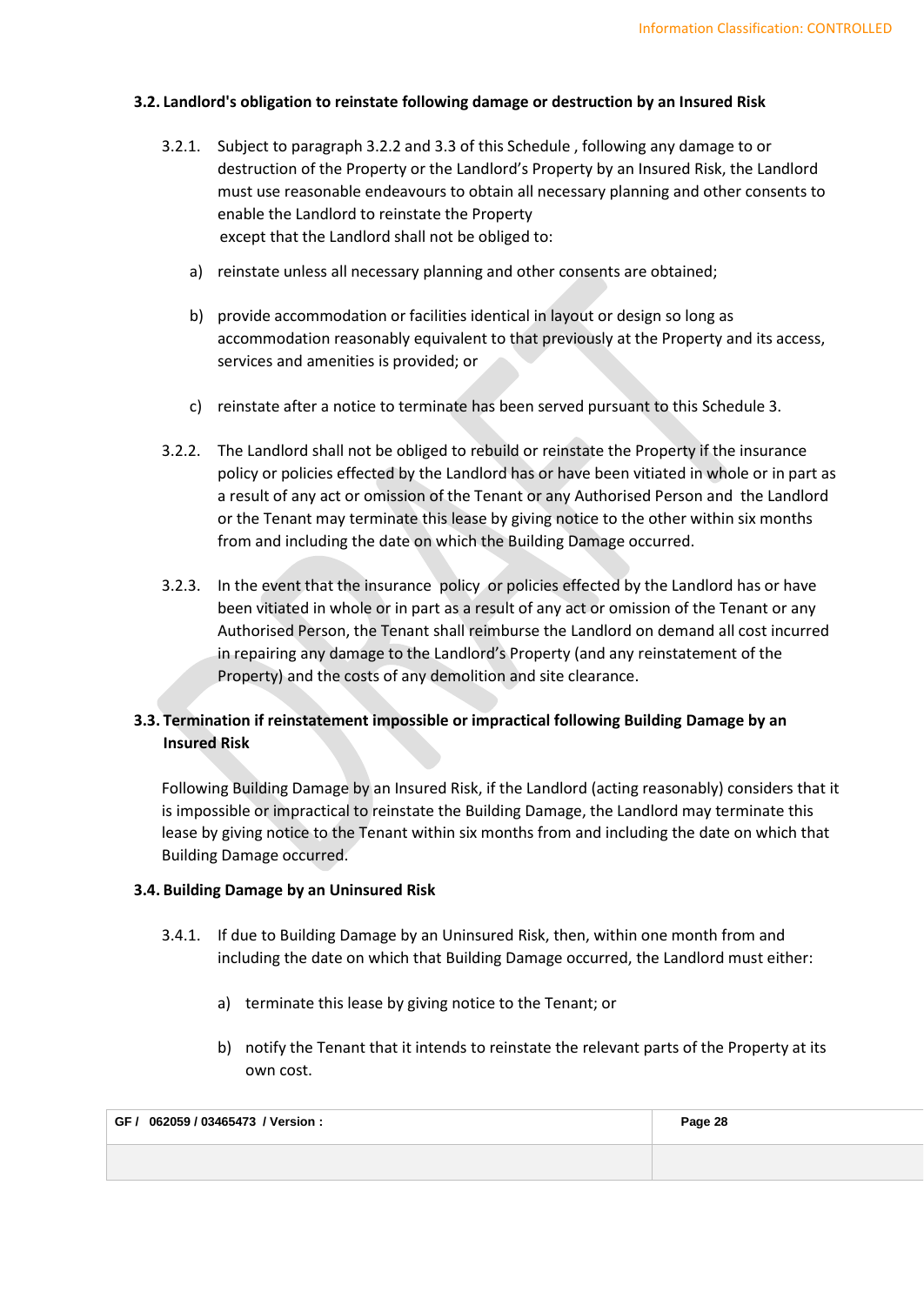**3.2. Landlord's obligation to reinstate following damage or destruction by an Insured Risk**

3.2.1. Subject to paragraph 3.2.2 and 3.3 of this Schedule , following any damage to or destruction of the Property or the Landlord's Property by an Insured Risk, the Landlord must use reasonable endeavours to obtain all necessary planning and other consents to enable the Landlord to reinstate the Property
except that the Landlord shall not be obliged to:

a) reinstate unless all necessary planning and other consents are obtained;

b) provide accommodation or facilities identical in layout or design so long as accommodation reasonably equivalent to that previously at the Property and its access, services and amenities is provided; or

c) reinstate after a notice to terminate has been served pursuant to this Schedule 3.

3.2.2. The Landlord shall not be obliged to rebuild or reinstate the Property if the insurance policy or policies effected by the Landlord has or have been vitiated in whole or in part as a result of any act or omission of the Tenant or any Authorised Person and the Landlord or the Tenant may terminate this lease by giving notice to the other within six months from and including the date on which the Building Damage occurred.

3.2.3. In the event that the insurance policy or policies effected by the Landlord has or have been vitiated in whole or in part as a result of any act or omission of the Tenant or any Authorised Person, the Tenant shall reimburse the Landlord on demand all cost incurred in repairing any damage to the Landlord's Property (and any reinstatement of the Property) and the costs of any demolition and site clearance.

**3.3. Termination if reinstatement impossible or impractical following Building Damage by an Insured Risk**

Following Building Damage by an Insured Risk, if the Landlord (acting reasonably) considers that it is impossible or impractical to reinstate the Building Damage, the Landlord may terminate this lease by giving notice to the Tenant within six months from and including the date on which that Building Damage occurred.

**3.4. Building Damage by an Uninsured Risk**

3.4.1. If due to Building Damage by an Uninsured Risk, then, within one month from and including the date on which that Building Damage occurred, the Landlord must either:

a) terminate this lease by giving notice to the Tenant; or

b) notify the Tenant that it intends to reinstate the relevant parts of the Property at its own cost.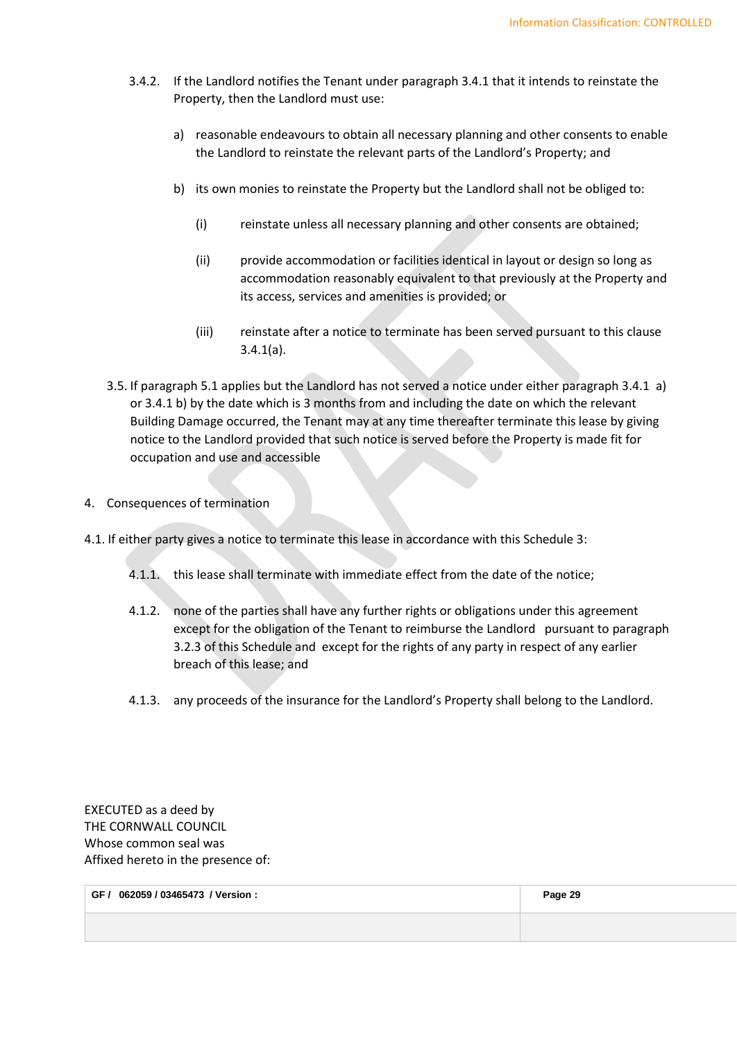3.4.2. If the Landlord notifies the Tenant under paragraph 3.4.1 that it intends to reinstate the Property, then the Landlord must use:

a) reasonable endeavours to obtain all necessary planning and other consents to enable the Landlord to reinstate the relevant parts of the Landlord's Property; and

b) its own monies to reinstate the Property but the Landlord shall not be obliged to:

(i) reinstate unless all necessary planning and other consents are obtained;

(ii) provide accommodation or facilities identical in layout or design so long as accommodation reasonably equivalent to that previously at the Property and its access, services and amenities is provided; or

(iii) reinstate after a notice to terminate has been served pursuant to this clause 3.4.1(a).

3.5. If paragraph 5.1 applies but the Landlord has not served a notice under either paragraph 3.4.1 a) or 3.4.1 b) by the date which is 3 months from and including the date on which the relevant Building Damage occurred, the Tenant may at any time thereafter terminate this lease by giving notice to the Landlord provided that such notice is served before the Property is made fit for occupation and use and accessible

4. Consequences of termination

4.1. If either party gives a notice to terminate this lease in accordance with this Schedule 3:

4.1.1. this lease shall terminate with immediate effect from the date of the notice;

4.1.2. none of the parties shall have any further rights or obligations under this agreement except for the obligation of the Tenant to reimburse the Landlord pursuant to paragraph 3.2.3 of this Schedule and except for the rights of any party in respect of any earlier breach of this lease; and

4.1.3. any proceeds of the insurance for the Landlord's Property shall belong to the Landlord.

EXECUTED as a deed by
THE CORNWALL COUNCIL
Whose common seal was
Affixed hereto in the presence of:

| GF / 062059 / 03465473 / Version : | |
|---|---|
| | |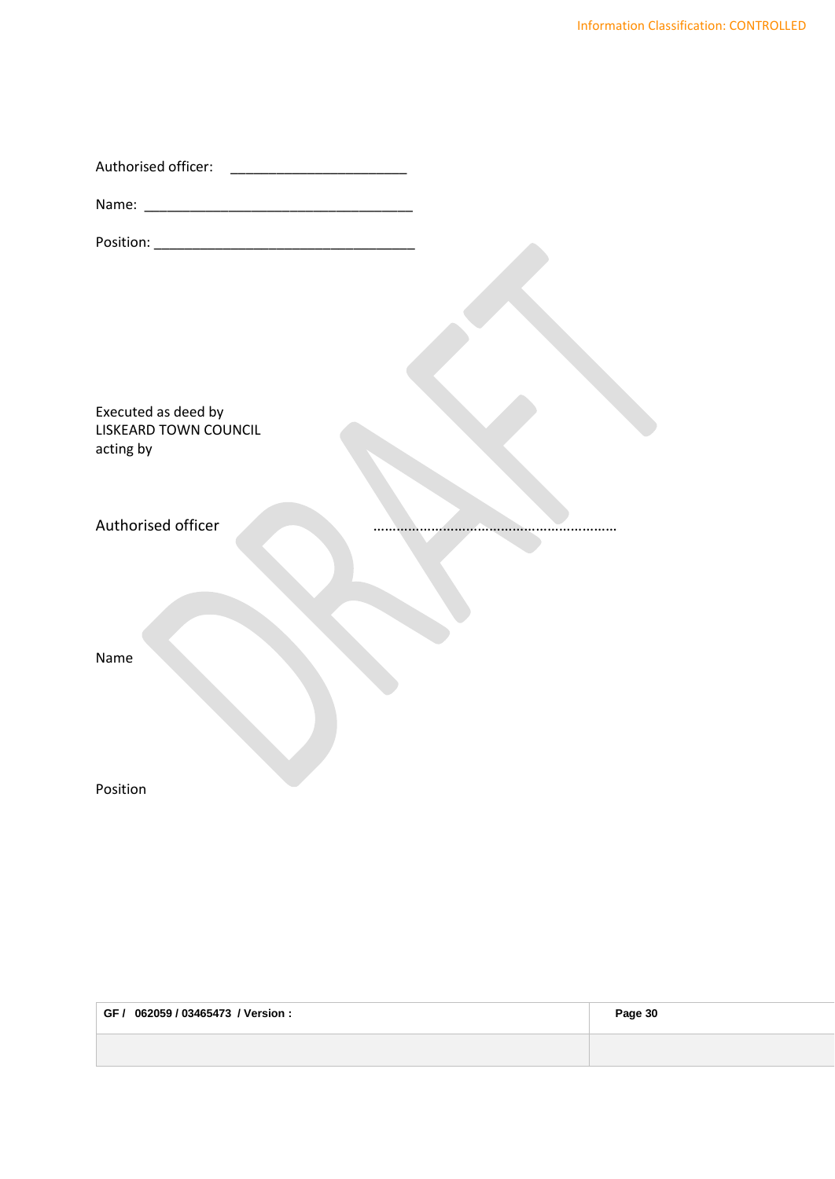Authorised officer: ________________________

Name: ____________________________________

Position: ___________________________________

Executed as deed by
LISKEARD TOWN COUNCIL
acting by

Authorised officer ……………………………………………………………

Name

Position